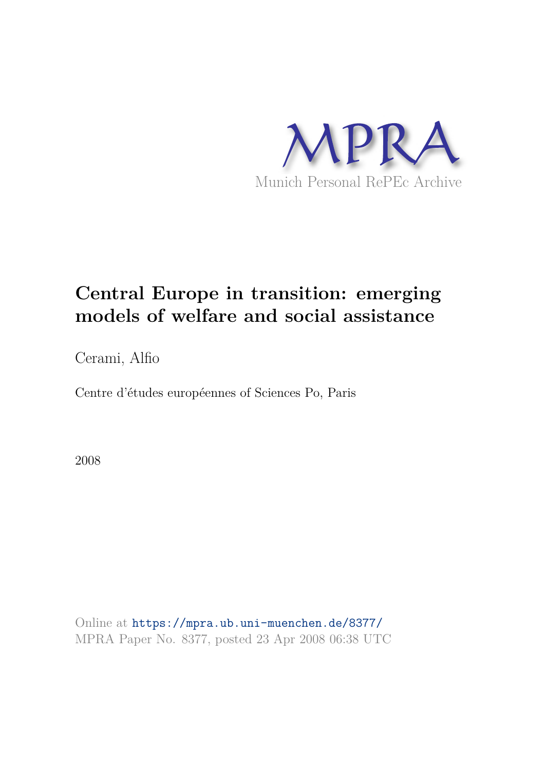MPRA

Munich Personal RePEc Archive

# Central Europe in transition: emerging models of welfare and social assistance

Cerami, Alfio

Centre d'études européennes of Sciences Po, Paris

2008

Online at https://mpra.ub.uni-muenchen.de/8377/
MPRA Paper No. 8377, posted 23 Apr 2008 06:38 UTC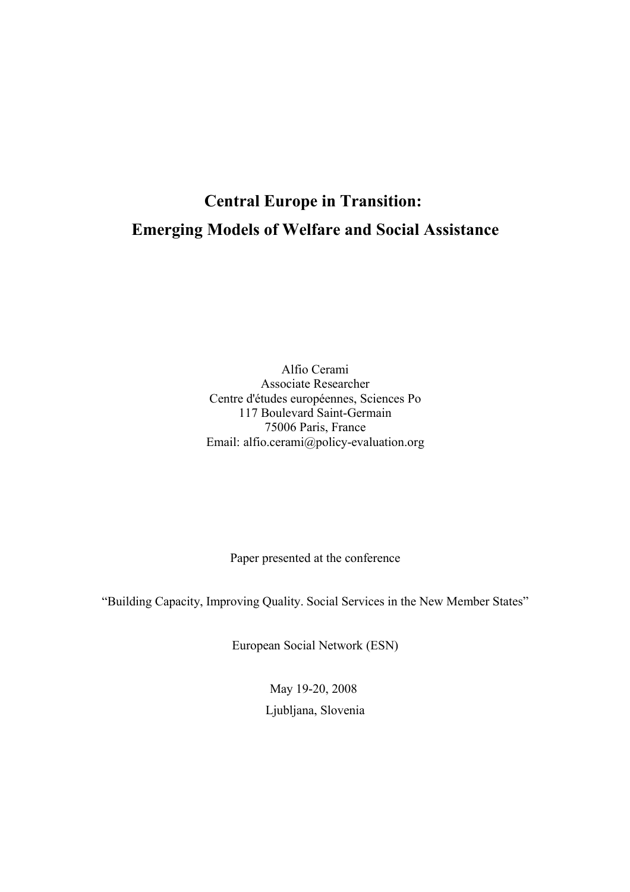# Central Europe in Transition: Emerging Models of Welfare and Social Assistance

Alfio Cerami
Associate Researcher
Centre d'études européennes, Sciences Po
117 Boulevard Saint-Germain
75006 Paris, France
Email: alfio.cerami@policy-evaluation.org

Paper presented at the conference

"Building Capacity, Improving Quality. Social Services in the New Member States"

European Social Network (ESN)

May 19-20, 2008
Ljubljana, Slovenia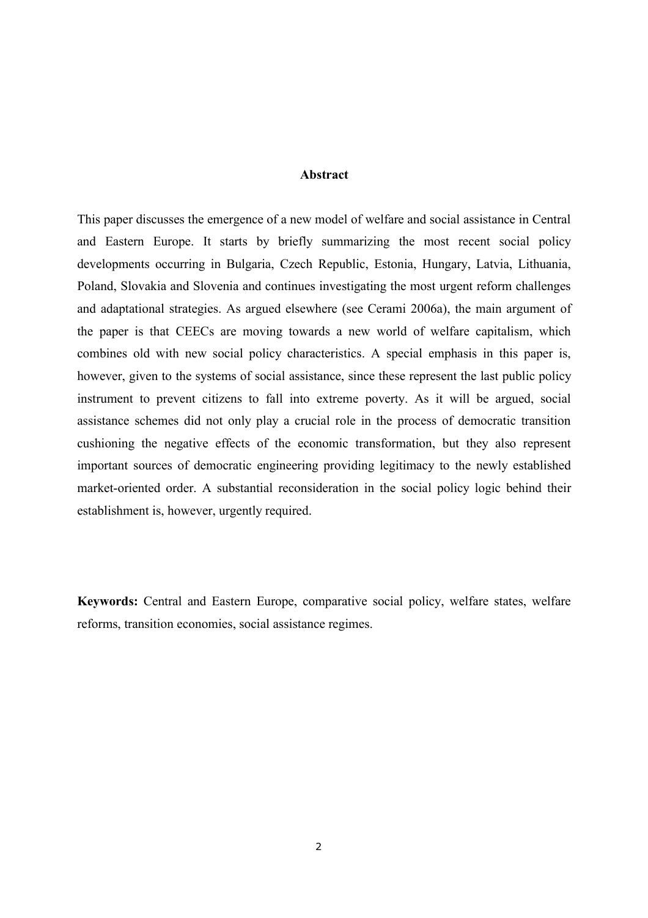## Abstract

This paper discusses the emergence of a new model of welfare and social assistance in Central and Eastern Europe. It starts by briefly summarizing the most recent social policy developments occurring in Bulgaria, Czech Republic, Estonia, Hungary, Latvia, Lithuania, Poland, Slovakia and Slovenia and continues investigating the most urgent reform challenges and adaptational strategies. As argued elsewhere (see Cerami 2006a), the main argument of the paper is that CEECs are moving towards a new world of welfare capitalism, which combines old with new social policy characteristics. A special emphasis in this paper is, however, given to the systems of social assistance, since these represent the last public policy instrument to prevent citizens to fall into extreme poverty. As it will be argued, social assistance schemes did not only play a crucial role in the process of democratic transition cushioning the negative effects of the economic transformation, but they also represent important sources of democratic engineering providing legitimacy to the newly established market-oriented order. A substantial reconsideration in the social policy logic behind their establishment is, however, urgently required.

**Keywords:** Central and Eastern Europe, comparative social policy, welfare states, welfare reforms, transition economies, social assistance regimes.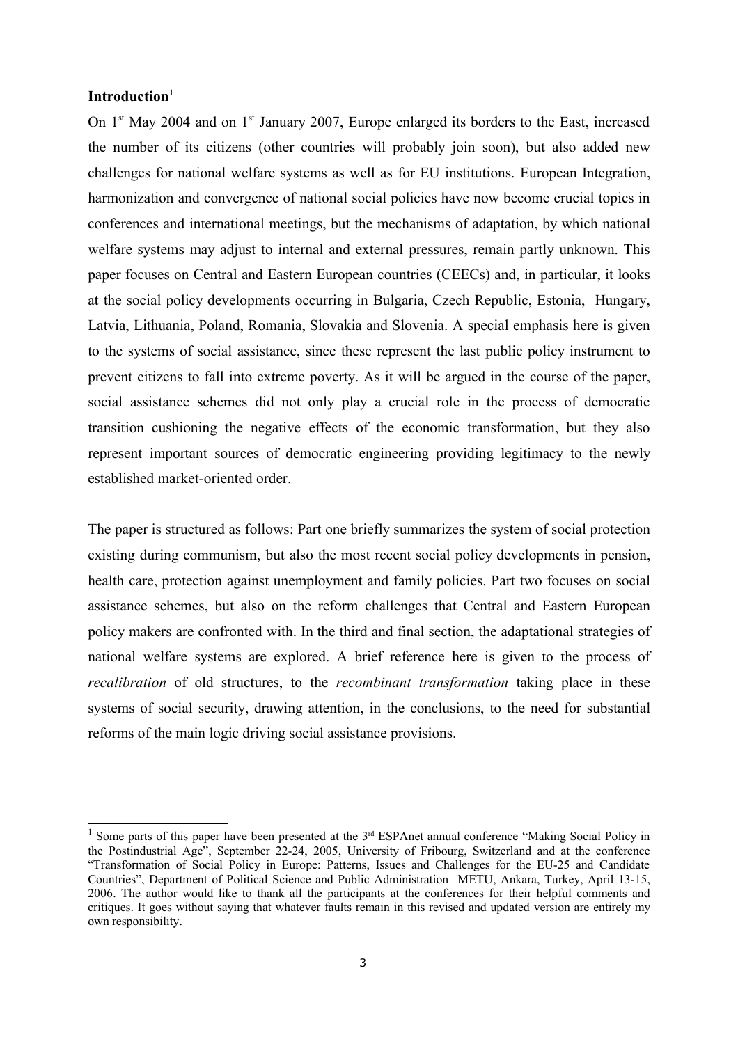**Introduction[1]**

On 1[st] May 2004 and on 1[st] January 2007, Europe enlarged its borders to the East, increased the number of its citizens (other countries will probably join soon), but also added new challenges for national welfare systems as well as for EU institutions. European Integration, harmonization and convergence of national social policies have now become crucial topics in conferences and international meetings, but the mechanisms of adaptation, by which national welfare systems may adjust to internal and external pressures, remain partly unknown. This paper focuses on Central and Eastern European countries (CEECs) and, in particular, it looks at the social policy developments occurring in Bulgaria, Czech Republic, Estonia, Hungary, Latvia, Lithuania, Poland, Romania, Slovakia and Slovenia. A special emphasis here is given to the systems of social assistance, since these represent the last public policy instrument to prevent citizens to fall into extreme poverty. As it will be argued in the course of the paper, social assistance schemes did not only play a crucial role in the process of democratic transition cushioning the negative effects of the economic transformation, but they also represent important sources of democratic engineering providing legitimacy to the newly established market-oriented order.

The paper is structured as follows: Part one briefly summarizes the system of social protection existing during communism, but also the most recent social policy developments in pension, health care, protection against unemployment and family policies. Part two focuses on social assistance schemes, but also on the reform challenges that Central and Eastern European policy makers are confronted with. In the third and final section, the adaptational strategies of national welfare systems are explored. A brief reference here is given to the process of *recalibration* of old structures, to the *recombinant transformation* taking place in these systems of social security, drawing attention, in the conclusions, to the need for substantial reforms of the main logic driving social assistance provisions.

---

[1] Some parts of this paper have been presented at the 3[rd] ESPAnet annual conference "Making Social Policy in the Postindustrial Age", September 22-24, 2005, University of Fribourg, Switzerland and at the conference "Transformation of Social Policy in Europe: Patterns, Issues and Challenges for the EU-25 and Candidate Countries", Department of Political Science and Public Administration METU, Ankara, Turkey, April 13-15, 2006. The author would like to thank all the participants at the conferences for their helpful comments and critiques. It goes without saying that whatever faults remain in this revised and updated version are entirely my own responsibility.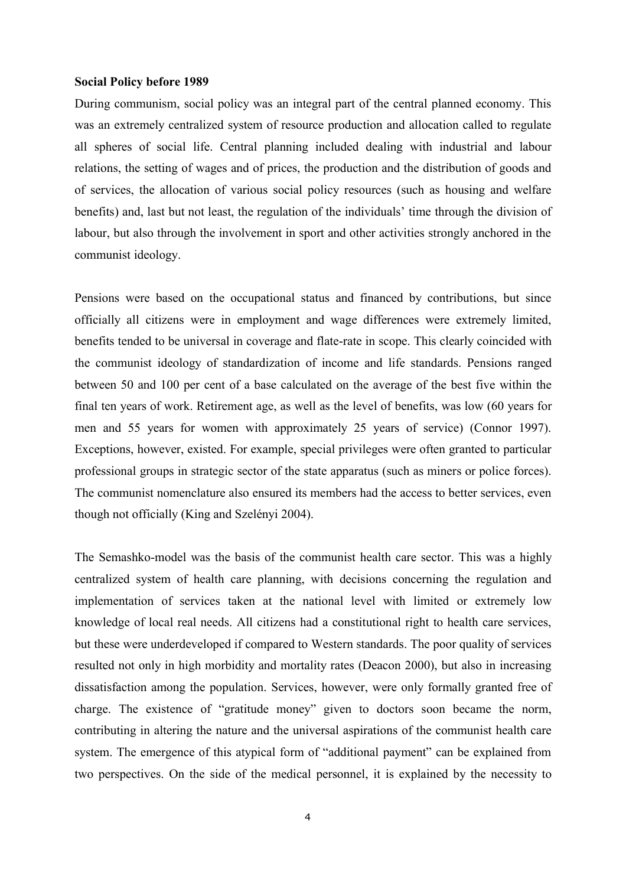**Social Policy before 1989**

During communism, social policy was an integral part of the central planned economy. This was an extremely centralized system of resource production and allocation called to regulate all spheres of social life. Central planning included dealing with industrial and labour relations, the setting of wages and of prices, the production and the distribution of goods and of services, the allocation of various social policy resources (such as housing and welfare benefits) and, last but not least, the regulation of the individuals' time through the division of labour, but also through the involvement in sport and other activities strongly anchored in the communist ideology.

Pensions were based on the occupational status and financed by contributions, but since officially all citizens were in employment and wage differences were extremely limited, benefits tended to be universal in coverage and flate-rate in scope. This clearly coincided with the communist ideology of standardization of income and life standards. Pensions ranged between 50 and 100 per cent of a base calculated on the average of the best five within the final ten years of work. Retirement age, as well as the level of benefits, was low (60 years for men and 55 years for women with approximately 25 years of service) (Connor 1997). Exceptions, however, existed. For example, special privileges were often granted to particular professional groups in strategic sector of the state apparatus (such as miners or police forces). The communist nomenclature also ensured its members had the access to better services, even though not officially (King and Szelényi 2004).

The Semashko-model was the basis of the communist health care sector. This was a highly centralized system of health care planning, with decisions concerning the regulation and implementation of services taken at the national level with limited or extremely low knowledge of local real needs. All citizens had a constitutional right to health care services, but these were underdeveloped if compared to Western standards. The poor quality of services resulted not only in high morbidity and mortality rates (Deacon 2000), but also in increasing dissatisfaction among the population. Services, however, were only formally granted free of charge. The existence of "gratitude money" given to doctors soon became the norm, contributing in altering the nature and the universal aspirations of the communist health care system. The emergence of this atypical form of "additional payment" can be explained from two perspectives. On the side of the medical personnel, it is explained by the necessity to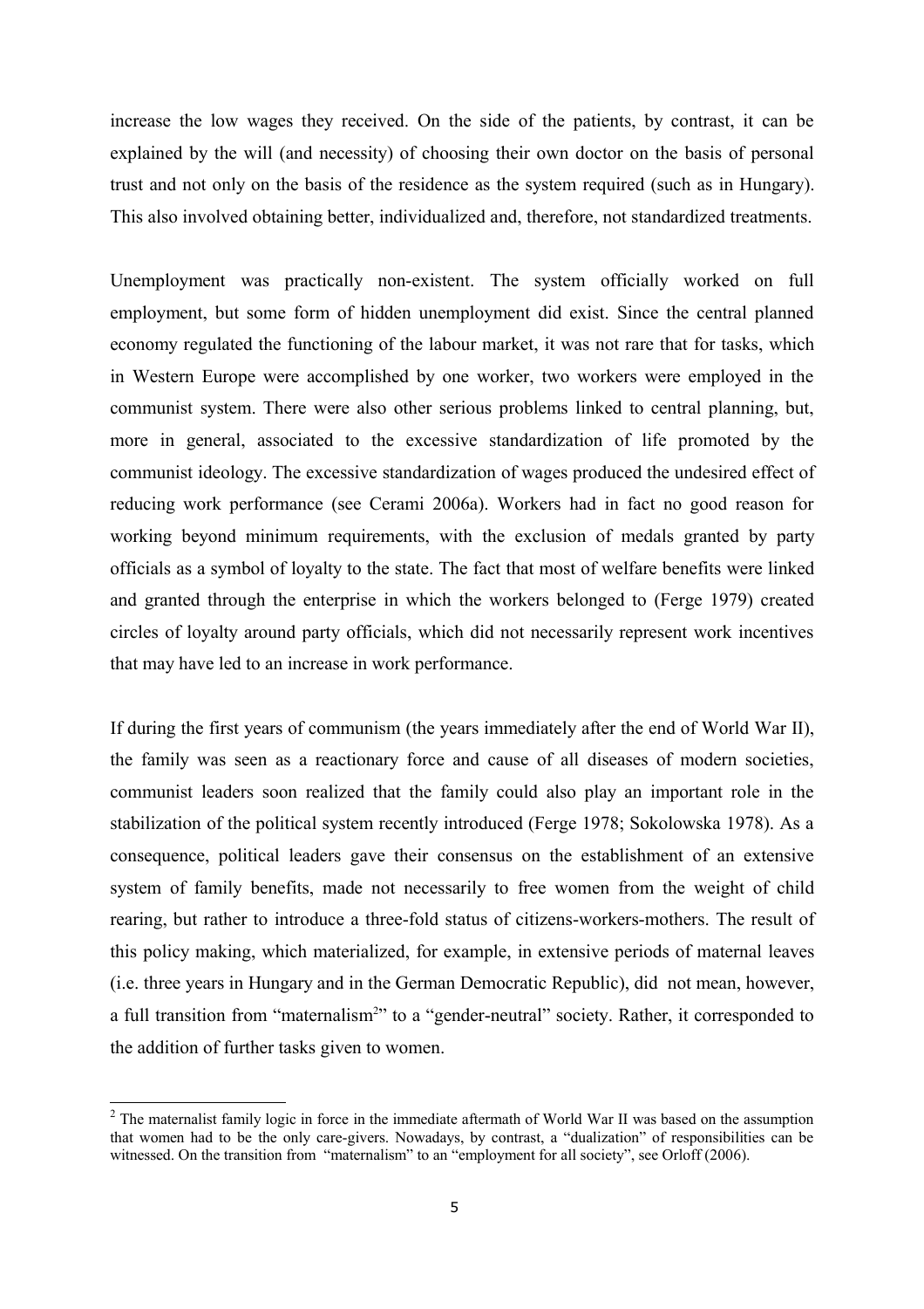increase the low wages they received. On the side of the patients, by contrast, it can be explained by the will (and necessity) of choosing their own doctor on the basis of personal trust and not only on the basis of the residence as the system required (such as in Hungary). This also involved obtaining better, individualized and, therefore, not standardized treatments.

Unemployment was practically non-existent. The system officially worked on full employment, but some form of hidden unemployment did exist. Since the central planned economy regulated the functioning of the labour market, it was not rare that for tasks, which in Western Europe were accomplished by one worker, two workers were employed in the communist system. There were also other serious problems linked to central planning, but, more in general, associated to the excessive standardization of life promoted by the communist ideology. The excessive standardization of wages produced the undesired effect of reducing work performance (see Cerami 2006a). Workers had in fact no good reason for working beyond minimum requirements, with the exclusion of medals granted by party officials as a symbol of loyalty to the state. The fact that most of welfare benefits were linked and granted through the enterprise in which the workers belonged to (Ferge 1979) created circles of loyalty around party officials, which did not necessarily represent work incentives that may have led to an increase in work performance.

If during the first years of communism (the years immediately after the end of World War II), the family was seen as a reactionary force and cause of all diseases of modern societies, communist leaders soon realized that the family could also play an important role in the stabilization of the political system recently introduced (Ferge 1978; Sokolowska 1978). As a consequence, political leaders gave their consensus on the establishment of an extensive system of family benefits, made not necessarily to free women from the weight of child rearing, but rather to introduce a three-fold status of citizens-workers-mothers. The result of this policy making, which materialized, for example, in extensive periods of maternal leaves (i.e. three years in Hungary and in the German Democratic Republic), did not mean, however, a full transition from "maternalism[2]" to a "gender-neutral" society. Rather, it corresponded to the addition of further tasks given to women.

[2] The maternalist family logic in force in the immediate aftermath of World War II was based on the assumption that women had to be the only care-givers. Nowadays, by contrast, a "dualization" of responsibilities can be witnessed. On the transition from "maternalism" to an "employment for all society", see Orloff (2006).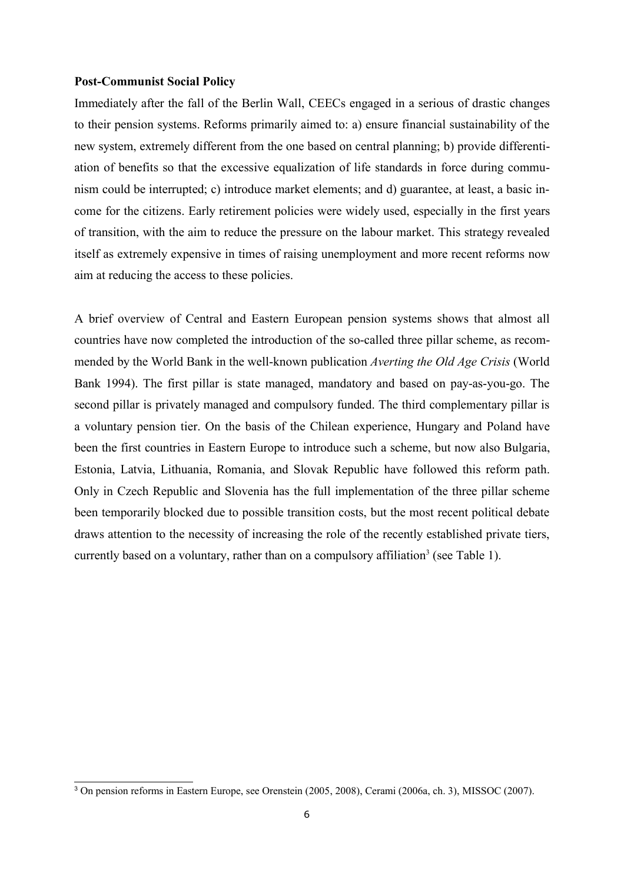**Post-Communist Social Policy**

Immediately after the fall of the Berlin Wall, CEECs engaged in a serious of drastic changes to their pension systems. Reforms primarily aimed to: a) ensure financial sustainability of the new system, extremely different from the one based on central planning; b) provide differentiation of benefits so that the excessive equalization of life standards in force during communism could be interrupted; c) introduce market elements; and d) guarantee, at least, a basic income for the citizens. Early retirement policies were widely used, especially in the first years of transition, with the aim to reduce the pressure on the labour market. This strategy revealed itself as extremely expensive in times of raising unemployment and more recent reforms now aim at reducing the access to these policies.

A brief overview of Central and Eastern European pension systems shows that almost all countries have now completed the introduction of the so-called three pillar scheme, as recommended by the World Bank in the well-known publication *Averting the Old Age Crisis* (World Bank 1994). The first pillar is state managed, mandatory and based on pay-as-you-go. The second pillar is privately managed and compulsory funded. The third complementary pillar is a voluntary pension tier. On the basis of the Chilean experience, Hungary and Poland have been the first countries in Eastern Europe to introduce such a scheme, but now also Bulgaria, Estonia, Latvia, Lithuania, Romania, and Slovak Republic have followed this reform path. Only in Czech Republic and Slovenia has the full implementation of the three pillar scheme been temporarily blocked due to possible transition costs, but the most recent political debate draws attention to the necessity of increasing the role of the recently established private tiers, currently based on a voluntary, rather than on a compulsory affiliation[3] (see Table 1).

[3] On pension reforms in Eastern Europe, see Orenstein (2005, 2008), Cerami (2006a, ch. 3), MISSOC (2007).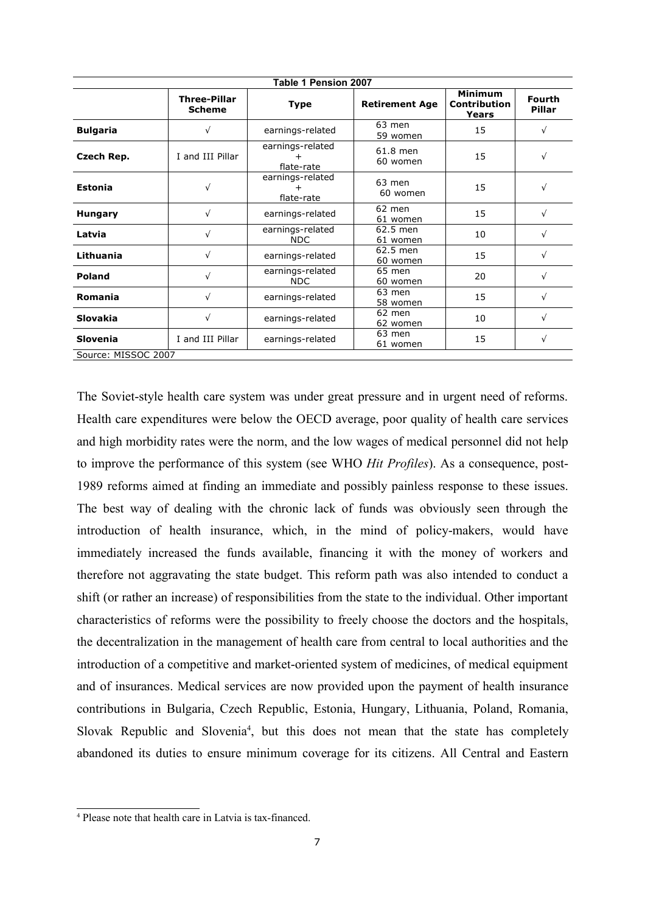**Table 1 Pension 2007**

| | Three-Pillar Scheme | Type | Retirement Age | Minimum Contribution Years | Fourth Pillar |
|---|---|---|---|---|---|
| **Bulgaria** | √ | earnings-related | 63 men 59 women | 15 | √ |
| **Czech Rep.** | I and III Pillar | earnings-related + flate-rate | 61.8 men 60 women | 15 | √ |
| **Estonia** | √ | earnings-related + flate-rate | 63 men 60 women | 15 | √ |
| **Hungary** | √ | earnings-related | 62 men 61 women | 15 | √ |
| **Latvia** | √ | earnings-related NDC | 62.5 men 61 women | 10 | √ |
| **Lithuania** | √ | earnings-related | 62.5 men 60 women | 15 | √ |
| **Poland** | √ | earnings-related NDC | 65 men 60 women | 20 | √ |
| **Romania** | √ | earnings-related | 63 men 58 women | 15 | √ |
| **Slovakia** | √ | earnings-related | 62 men 62 women | 10 | √ |
| **Slovenia** | I and III Pillar | earnings-related | 63 men 61 women | 15 | √ |

Source: MISSOC 2007

The Soviet-style health care system was under great pressure and in urgent need of reforms. Health care expenditures were below the OECD average, poor quality of health care services and high morbidity rates were the norm, and the low wages of medical personnel did not help to improve the performance of this system (see WHO *Hit Profiles*). As a consequence, post-1989 reforms aimed at finding an immediate and possibly painless response to these issues. The best way of dealing with the chronic lack of funds was obviously seen through the introduction of health insurance, which, in the mind of policy-makers, would have immediately increased the funds available, financing it with the money of workers and therefore not aggravating the state budget. This reform path was also intended to conduct a shift (or rather an increase) of responsibilities from the state to the individual. Other important characteristics of reforms were the possibility to freely choose the doctors and the hospitals, the decentralization in the management of health care from central to local authorities and the introduction of a competitive and market-oriented system of medicines, of medical equipment and of insurances. Medical services are now provided upon the payment of health insurance contributions in Bulgaria, Czech Republic, Estonia, Hungary, Lithuania, Poland, Romania, Slovak Republic and Slovenia[4], but this does not mean that the state has completely abandoned its duties to ensure minimum coverage for its citizens. All Central and Eastern

[4] Please note that health care in Latvia is tax-financed.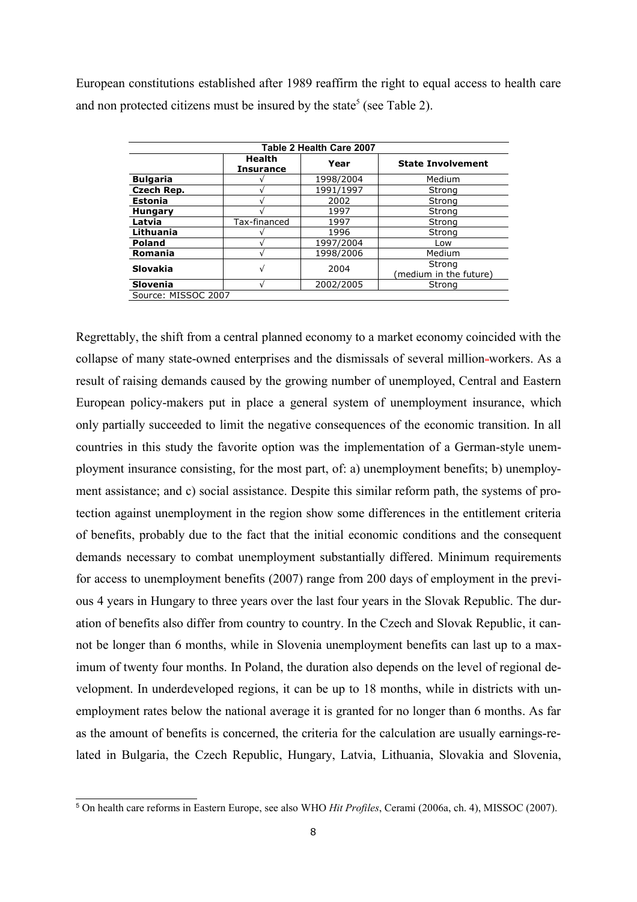European constitutions established after 1989 reaffirm the right to equal access to health care and non protected citizens must be insured by the state[5] (see Table 2).

**Table 2 Health Care 2007**

| | Health Insurance | Year | State Involvement |
|---|---|---|---|
| **Bulgaria** | √ | 1998/2004 | Medium |
| **Czech Rep.** | √ | 1991/1997 | Strong |
| **Estonia** | √ | 2002 | Strong |
| **Hungary** | √ | 1997 | Strong |
| **Latvia** | Tax-financed | 1997 | Strong |
| **Lithuania** | √ | 1996 | Strong |
| **Poland** | √ | 1997/2004 | Low |
| **Romania** | √ | 1998/2006 | Medium |
| **Slovakia** | √ | 2004 | Strong (medium in the future) |
| **Slovenia** | √ | 2002/2005 | Strong |

Source: MISSOC 2007

Regrettably, the shift from a central planned economy to a market economy coincided with the collapse of many state-owned enterprises and the dismissals of several million workers. As a result of raising demands caused by the growing number of unemployed, Central and Eastern European policy-makers put in place a general system of unemployment insurance, which only partially succeeded to limit the negative consequences of the economic transition. In all countries in this study the favorite option was the implementation of a German-style unemployment insurance consisting, for the most part, of: a) unemployment benefits; b) unemployment assistance; and c) social assistance. Despite this similar reform path, the systems of protection against unemployment in the region show some differences in the entitlement criteria of benefits, probably due to the fact that the initial economic conditions and the consequent demands necessary to combat unemployment substantially differed. Minimum requirements for access to unemployment benefits (2007) range from 200 days of employment in the previous 4 years in Hungary to three years over the last four years in the Slovak Republic. The duration of benefits also differ from country to country. In the Czech and Slovak Republic, it cannot be longer than 6 months, while in Slovenia unemployment benefits can last up to a maximum of twenty four months. In Poland, the duration also depends on the level of regional development. In underdeveloped regions, it can be up to 18 months, while in districts with unemployment rates below the national average it is granted for no longer than 6 months. As far as the amount of benefits is concerned, the criteria for the calculation are usually earnings-related in Bulgaria, the Czech Republic, Hungary, Latvia, Lithuania, Slovakia and Slovenia,

---

[5] On health care reforms in Eastern Europe, see also WHO *Hit Profiles*, Cerami (2006a, ch. 4), MISSOC (2007).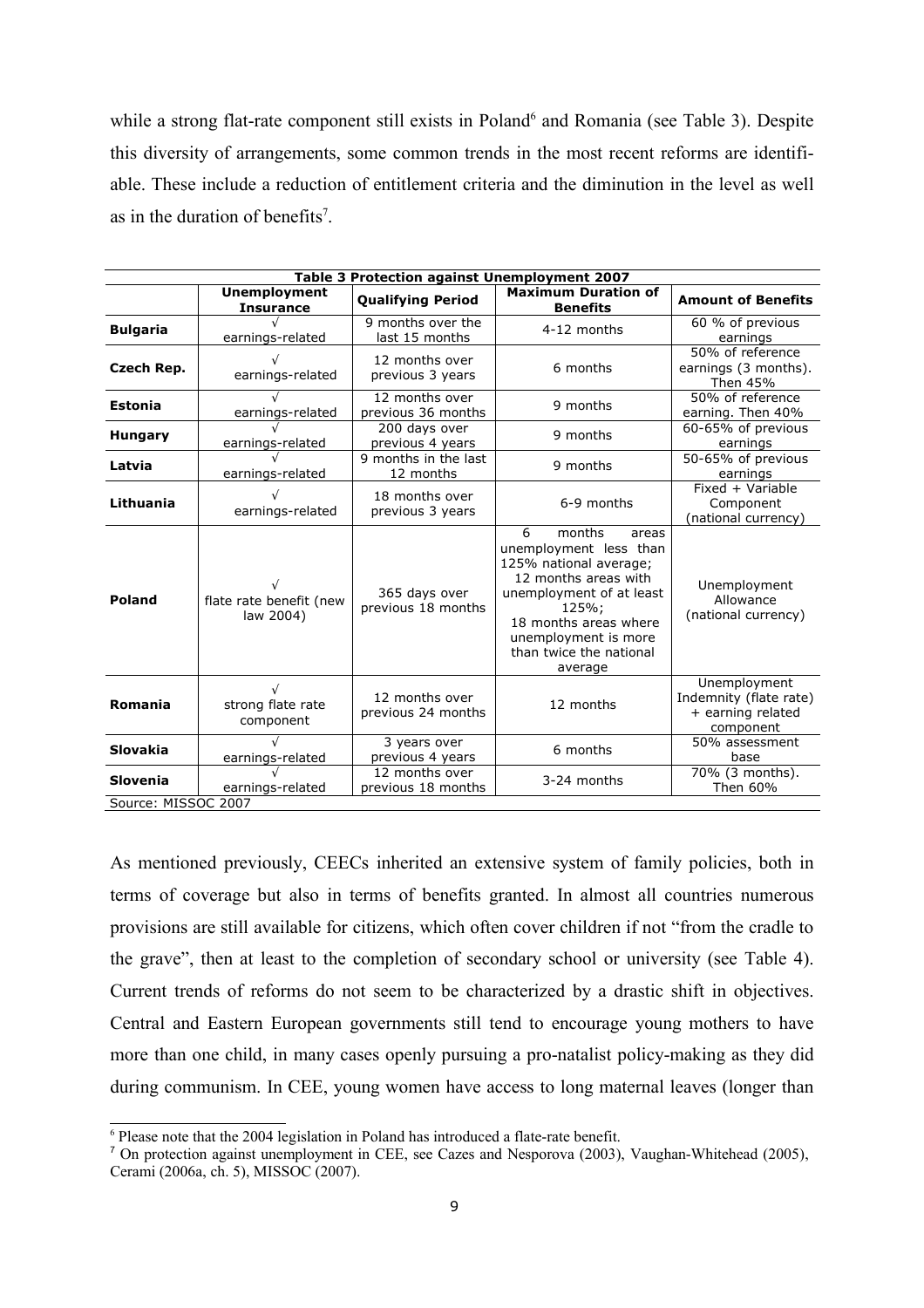while a strong flat-rate component still exists in Poland[6] and Romania (see Table 3). Despite this diversity of arrangements, some common trends in the most recent reforms are identifiable. These include a reduction of entitlement criteria and the diminution in the level as well as in the duration of benefits[7].

**Table 3 Protection against Unemployment 2007**

| | Unemployment Insurance | Qualifying Period | Maximum Duration of Benefits | Amount of Benefits |
|---|---|---|---|---|
| **Bulgaria** | √ earnings-related | 9 months over the last 15 months | 4-12 months | 60 % of previous earnings |
| **Czech Rep.** | √ earnings-related | 12 months over previous 3 years | 6 months | 50% of reference earnings (3 months). Then 45% |
| **Estonia** | √ earnings-related | 12 months over previous 36 months | 9 months | 50% of reference earning. Then 40% |
| **Hungary** | √ earnings-related | 200 days over previous 4 years | 9 months | 60-65% of previous earnings |
| **Latvia** | √ earnings-related | 9 months in the last 12 months | 9 months | 50-65% of previous earnings |
| **Lithuania** | √ earnings-related | 18 months over previous 3 years | 6-9 months | Fixed + Variable Component (national currency) |
| **Poland** | √ flate rate benefit (new law 2004) | 365 days over previous 18 months | 6 months areas unemployment less than 125% national average; 12 months areas with unemployment of at least 125%; 18 months areas where unemployment is more than twice the national average | Unemployment Allowance (national currency) |
| **Romania** | √ strong flate rate component | 12 months over previous 24 months | 12 months | Unemployment Indemnity (flate rate) + earning related component |
| **Slovakia** | √ earnings-related | 3 years over previous 4 years | 6 months | 50% assessment base |
| **Slovenia** | √ earnings-related | 12 months over previous 18 months | 3-24 months | 70% (3 months). Then 60% |

Source: MISSOC 2007

As mentioned previously, CEECs inherited an extensive system of family policies, both in terms of coverage but also in terms of benefits granted. In almost all countries numerous provisions are still available for citizens, which often cover children if not "from the cradle to the grave", then at least to the completion of secondary school or university (see Table 4). Current trends of reforms do not seem to be characterized by a drastic shift in objectives. Central and Eastern European governments still tend to encourage young mothers to have more than one child, in many cases openly pursuing a pro-natalist policy-making as they did during communism. In CEE, young women have access to long maternal leaves (longer than

[6] Please note that the 2004 legislation in Poland has introduced a flate-rate benefit.

[7] On protection against unemployment in CEE, see Cazes and Nesporova (2003), Vaughan-Whitehead (2005), Cerami (2006a, ch. 5), MISSOC (2007).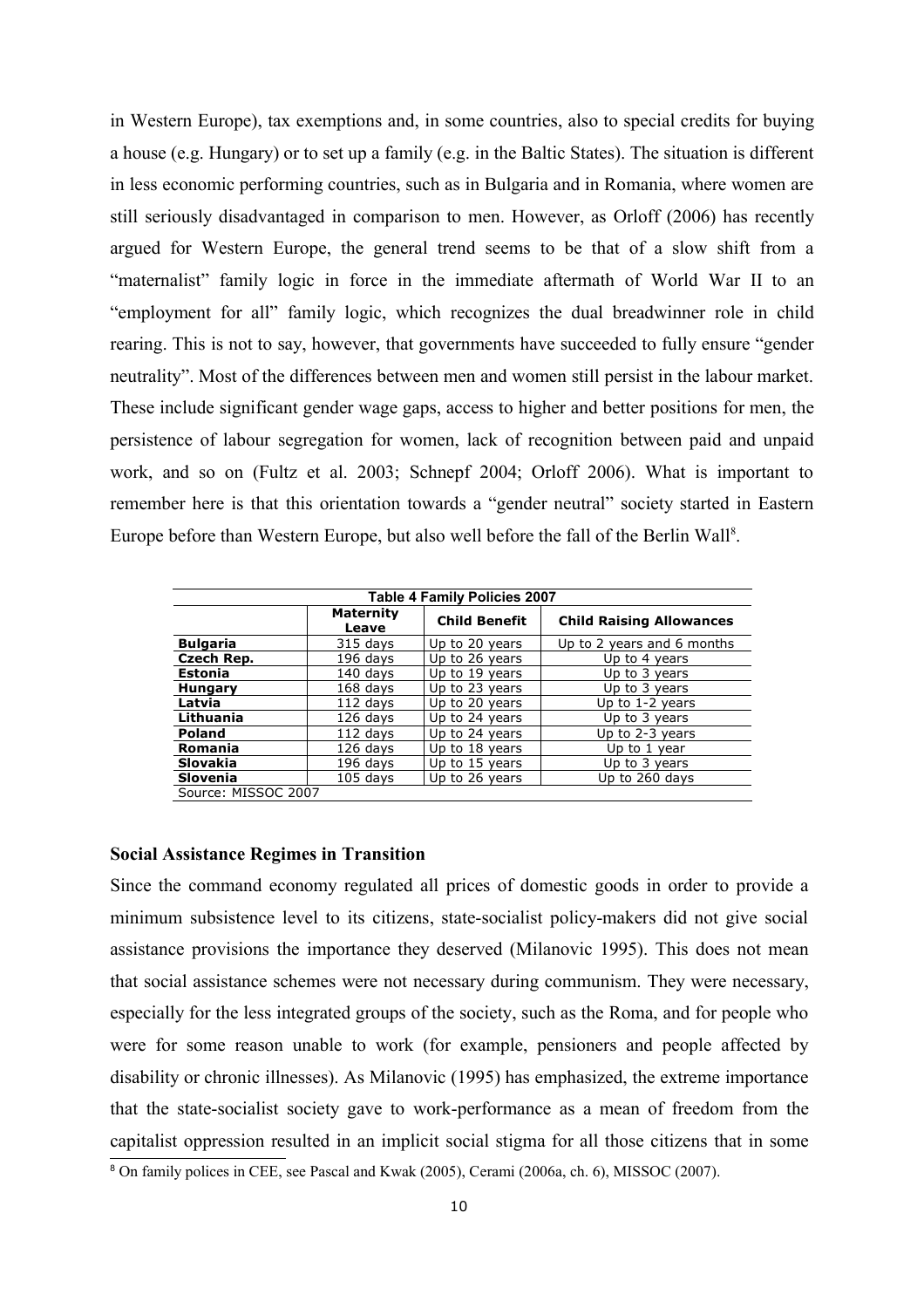in Western Europe), tax exemptions and, in some countries, also to special credits for buying a house (e.g. Hungary) or to set up a family (e.g. in the Baltic States). The situation is different in less economic performing countries, such as in Bulgaria and in Romania, where women are still seriously disadvantaged in comparison to men. However, as Orloff (2006) has recently argued for Western Europe, the general trend seems to be that of a slow shift from a "maternalist" family logic in force in the immediate aftermath of World War II to an "employment for all" family logic, which recognizes the dual breadwinner role in child rearing. This is not to say, however, that governments have succeeded to fully ensure "gender neutrality". Most of the differences between men and women still persist in the labour market. These include significant gender wage gaps, access to higher and better positions for men, the persistence of labour segregation for women, lack of recognition between paid and unpaid work, and so on (Fultz et al. 2003; Schnepf 2004; Orloff 2006). What is important to remember here is that this orientation towards a "gender neutral" society started in Eastern Europe before than Western Europe, but also well before the fall of the Berlin Wall[8].

**Table 4 Family Policies 2007**

| | Maternity Leave | Child Benefit | Child Raising Allowances |
|---|---|---|---|
| **Bulgaria** | 315 days | Up to 20 years | Up to 2 years and 6 months |
| **Czech Rep.** | 196 days | Up to 26 years | Up to 4 years |
| **Estonia** | 140 days | Up to 19 years | Up to 3 years |
| **Hungary** | 168 days | Up to 23 years | Up to 3 years |
| **Latvia** | 112 days | Up to 20 years | Up to 1-2 years |
| **Lithuania** | 126 days | Up to 24 years | Up to 3 years |
| **Poland** | 112 days | Up to 24 years | Up to 2-3 years |
| **Romania** | 126 days | Up to 18 years | Up to 1 year |
| **Slovakia** | 196 days | Up to 15 years | Up to 3 years |
| **Slovenia** | 105 days | Up to 26 years | Up to 260 days |

Source: MISSOC 2007

## Social Assistance Regimes in Transition

Since the command economy regulated all prices of domestic goods in order to provide a minimum subsistence level to its citizens, state-socialist policy-makers did not give social assistance provisions the importance they deserved (Milanovic 1995). This does not mean that social assistance schemes were not necessary during communism. They were necessary, especially for the less integrated groups of the society, such as the Roma, and for people who were for some reason unable to work (for example, pensioners and people affected by disability or chronic illnesses). As Milanovic (1995) has emphasized, the extreme importance that the state-socialist society gave to work-performance as a mean of freedom from the capitalist oppression resulted in an implicit social stigma for all those citizens that in some

[8] On family polices in CEE, see Pascal and Kwak (2005), Cerami (2006a, ch. 6), MISSOC (2007).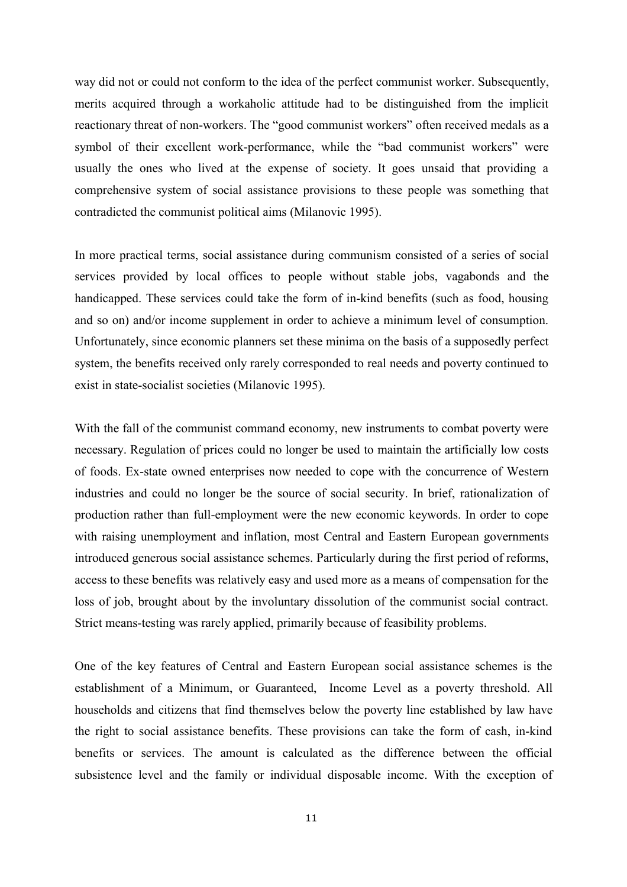way did not or could not conform to the idea of the perfect communist worker. Subsequently, merits acquired through a workaholic attitude had to be distinguished from the implicit reactionary threat of non-workers. The "good communist workers" often received medals as a symbol of their excellent work-performance, while the "bad communist workers" were usually the ones who lived at the expense of society. It goes unsaid that providing a comprehensive system of social assistance provisions to these people was something that contradicted the communist political aims (Milanovic 1995).

In more practical terms, social assistance during communism consisted of a series of social services provided by local offices to people without stable jobs, vagabonds and the handicapped. These services could take the form of in-kind benefits (such as food, housing and so on) and/or income supplement in order to achieve a minimum level of consumption. Unfortunately, since economic planners set these minima on the basis of a supposedly perfect system, the benefits received only rarely corresponded to real needs and poverty continued to exist in state-socialist societies (Milanovic 1995).

With the fall of the communist command economy, new instruments to combat poverty were necessary. Regulation of prices could no longer be used to maintain the artificially low costs of foods. Ex-state owned enterprises now needed to cope with the concurrence of Western industries and could no longer be the source of social security. In brief, rationalization of production rather than full-employment were the new economic keywords. In order to cope with raising unemployment and inflation, most Central and Eastern European governments introduced generous social assistance schemes. Particularly during the first period of reforms, access to these benefits was relatively easy and used more as a means of compensation for the loss of job, brought about by the involuntary dissolution of the communist social contract. Strict means-testing was rarely applied, primarily because of feasibility problems.

One of the key features of Central and Eastern European social assistance schemes is the establishment of a Minimum, or Guaranteed, Income Level as a poverty threshold. All households and citizens that find themselves below the poverty line established by law have the right to social assistance benefits. These provisions can take the form of cash, in-kind benefits or services. The amount is calculated as the difference between the official subsistence level and the family or individual disposable income. With the exception of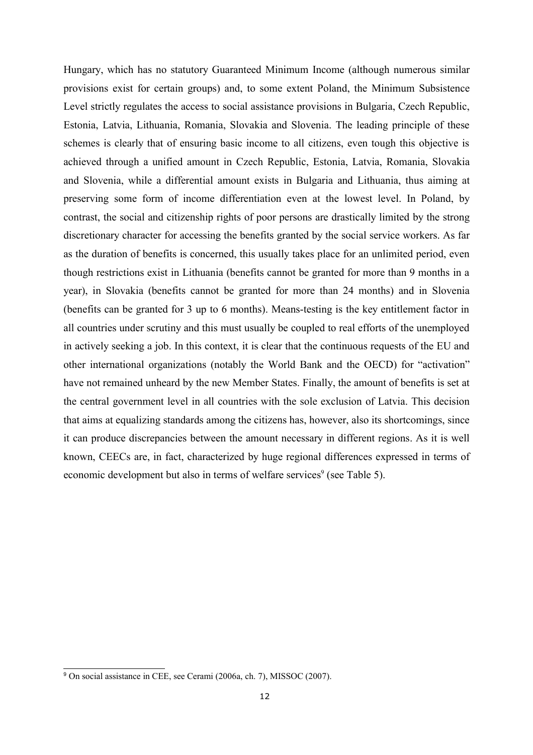Hungary, which has no statutory Guaranteed Minimum Income (although numerous similar provisions exist for certain groups) and, to some extent Poland, the Minimum Subsistence Level strictly regulates the access to social assistance provisions in Bulgaria, Czech Republic, Estonia, Latvia, Lithuania, Romania, Slovakia and Slovenia. The leading principle of these schemes is clearly that of ensuring basic income to all citizens, even tough this objective is achieved through a unified amount in Czech Republic, Estonia, Latvia, Romania, Slovakia and Slovenia, while a differential amount exists in Bulgaria and Lithuania, thus aiming at preserving some form of income differentiation even at the lowest level. In Poland, by contrast, the social and citizenship rights of poor persons are drastically limited by the strong discretionary character for accessing the benefits granted by the social service workers. As far as the duration of benefits is concerned, this usually takes place for an unlimited period, even though restrictions exist in Lithuania (benefits cannot be granted for more than 9 months in a year), in Slovakia (benefits cannot be granted for more than 24 months) and in Slovenia (benefits can be granted for 3 up to 6 months). Means-testing is the key entitlement factor in all countries under scrutiny and this must usually be coupled to real efforts of the unemployed in actively seeking a job. In this context, it is clear that the continuous requests of the EU and other international organizations (notably the World Bank and the OECD) for "activation" have not remained unheard by the new Member States. Finally, the amount of benefits is set at the central government level in all countries with the sole exclusion of Latvia. This decision that aims at equalizing standards among the citizens has, however, also its shortcomings, since it can produce discrepancies between the amount necessary in different regions. As it is well known, CEECs are, in fact, characterized by huge regional differences expressed in terms of economic development but also in terms of welfare services[9] (see Table 5).

[9] On social assistance in CEE, see Cerami (2006a, ch. 7), MISSOC (2007).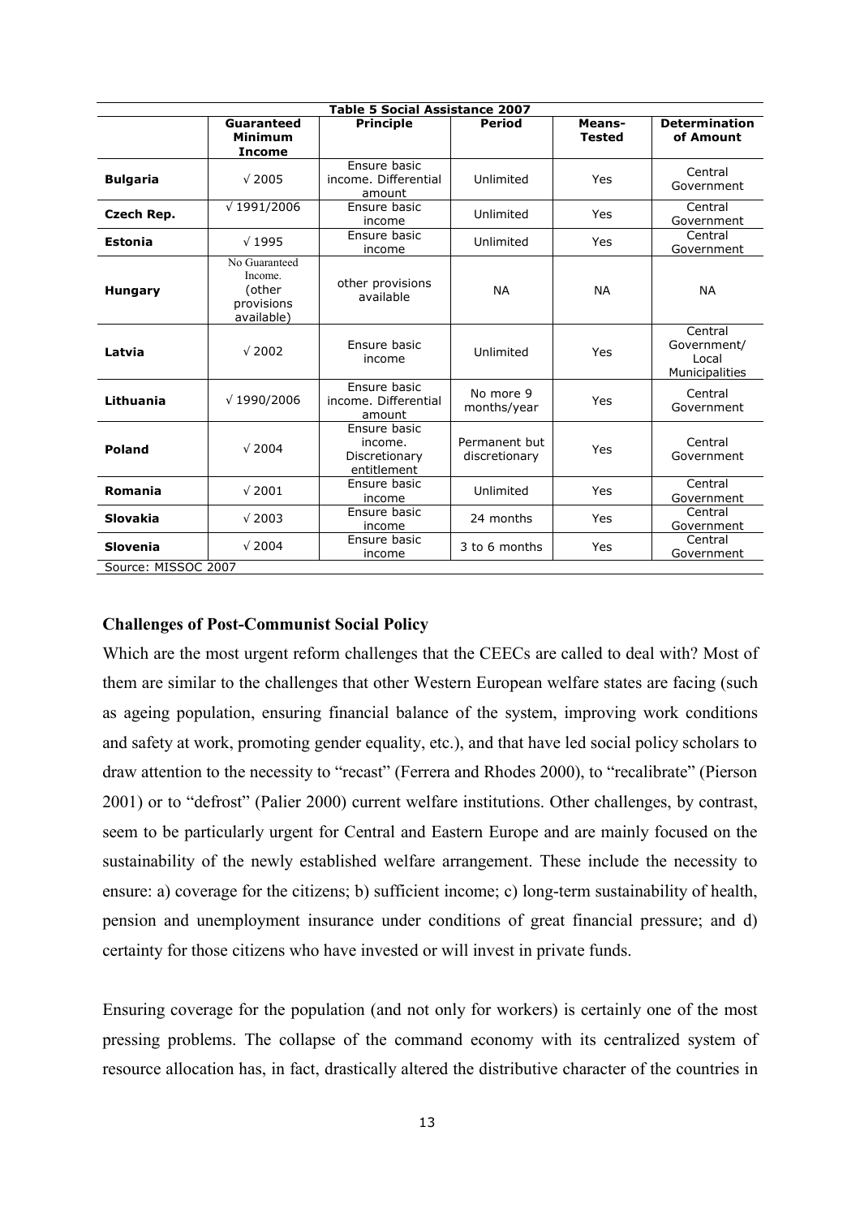**Table 5 Social Assistance 2007**

| | Guaranteed Minimum Income | Principle | Period | Means-Tested | Determination of Amount |
|---|---|---|---|---|---|
| **Bulgaria** | √ 2005 | Ensure basic income. Differential amount | Unlimited | Yes | Central Government |
| **Czech Rep.** | √ 1991/2006 | Ensure basic income | Unlimited | Yes | Central Government |
| **Estonia** | √ 1995 | Ensure basic income | Unlimited | Yes | Central Government |
| **Hungary** | No Guaranteed Income. (other provisions available) | other provisions available | NA | NA | NA |
| **Latvia** | √ 2002 | Ensure basic income | Unlimited | Yes | Central Government/ Local Municipalities |
| **Lithuania** | √ 1990/2006 | Ensure basic income. Differential amount | No more 9 months/year | Yes | Central Government |
| **Poland** | √ 2004 | Ensure basic income. Discretionary entitlement | Permanent but discretionary | Yes | Central Government |
| **Romania** | √ 2001 | Ensure basic income | Unlimited | Yes | Central Government |
| **Slovakia** | √ 2003 | Ensure basic income | 24 months | Yes | Central Government |
| **Slovenia** | √ 2004 | Ensure basic income | 3 to 6 months | Yes | Central Government |

Source: MISSOC 2007

### Challenges of Post-Communist Social Policy

Which are the most urgent reform challenges that the CEECs are called to deal with? Most of them are similar to the challenges that other Western European welfare states are facing (such as ageing population, ensuring financial balance of the system, improving work conditions and safety at work, promoting gender equality, etc.), and that have led social policy scholars to draw attention to the necessity to "recast" (Ferrera and Rhodes 2000), to "recalibrate" (Pierson 2001) or to "defrost" (Palier 2000) current welfare institutions. Other challenges, by contrast, seem to be particularly urgent for Central and Eastern Europe and are mainly focused on the sustainability of the newly established welfare arrangement. These include the necessity to ensure: a) coverage for the citizens; b) sufficient income; c) long-term sustainability of health, pension and unemployment insurance under conditions of great financial pressure; and d) certainty for those citizens who have invested or will invest in private funds.

Ensuring coverage for the population (and not only for workers) is certainly one of the most pressing problems. The collapse of the command economy with its centralized system of resource allocation has, in fact, drastically altered the distributive character of the countries in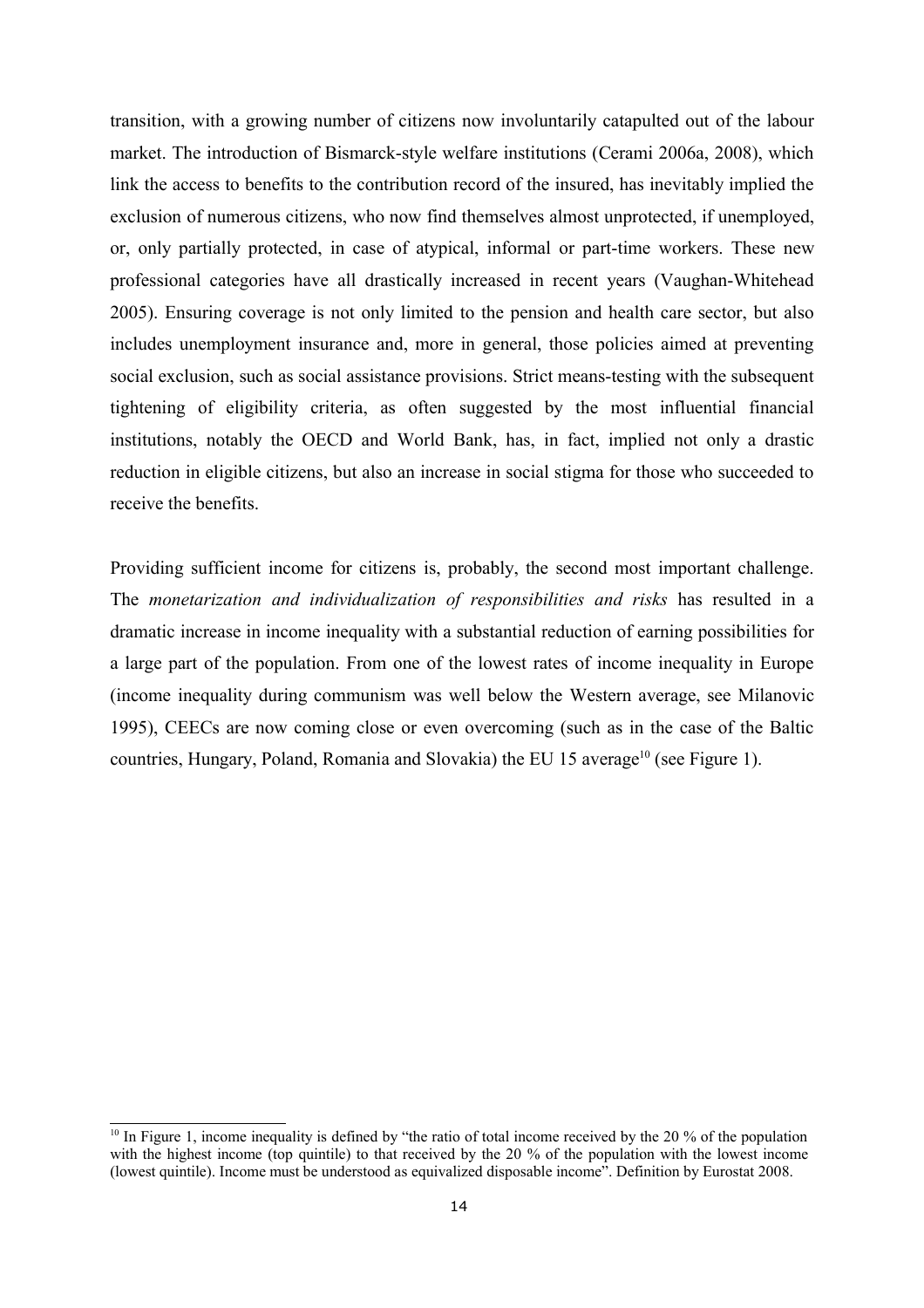transition, with a growing number of citizens now involuntarily catapulted out of the labour market. The introduction of Bismarck-style welfare institutions (Cerami 2006a, 2008), which link the access to benefits to the contribution record of the insured, has inevitably implied the exclusion of numerous citizens, who now find themselves almost unprotected, if unemployed, or, only partially protected, in case of atypical, informal or part-time workers. These new professional categories have all drastically increased in recent years (Vaughan-Whitehead 2005). Ensuring coverage is not only limited to the pension and health care sector, but also includes unemployment insurance and, more in general, those policies aimed at preventing social exclusion, such as social assistance provisions. Strict means-testing with the subsequent tightening of eligibility criteria, as often suggested by the most influential financial institutions, notably the OECD and World Bank, has, in fact, implied not only a drastic reduction in eligible citizens, but also an increase in social stigma for those who succeeded to receive the benefits.

Providing sufficient income for citizens is, probably, the second most important challenge. The *monetarization and individualization of responsibilities and risks* has resulted in a dramatic increase in income inequality with a substantial reduction of earning possibilities for a large part of the population. From one of the lowest rates of income inequality in Europe (income inequality during communism was well below the Western average, see Milanovic 1995), CEECs are now coming close or even overcoming (such as in the case of the Baltic countries, Hungary, Poland, Romania and Slovakia) the EU 15 average[10] (see Figure 1).

[10] In Figure 1, income inequality is defined by "the ratio of total income received by the 20 % of the population with the highest income (top quintile) to that received by the 20 % of the population with the lowest income (lowest quintile). Income must be understood as equivalized disposable income". Definition by Eurostat 2008.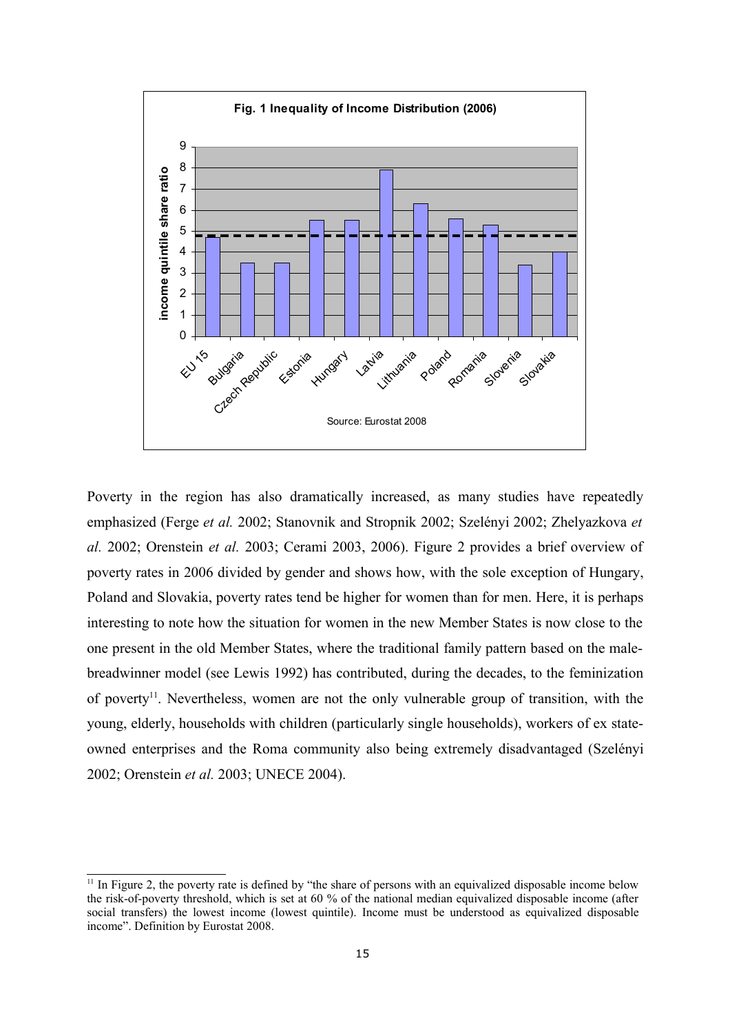**Fig. 1 Inequality of Income Distribution (2006)**

Source: Eurostat 2008

Poverty in the region has also dramatically increased, as many studies have repeatedly emphasized (Ferge *et al.* 2002; Stanovnik and Stropnik 2002; Szelényi 2002; Zhelyazkova *et al.* 2002; Orenstein *et al.* 2003; Cerami 2003, 2006). Figure 2 provides a brief overview of poverty rates in 2006 divided by gender and shows how, with the sole exception of Hungary, Poland and Slovakia, poverty rates tend be higher for women than for men. Here, it is perhaps interesting to note how the situation for women in the new Member States is now close to the one present in the old Member States, where the traditional family pattern based on the male-breadwinner model (see Lewis 1992) has contributed, during the decades, to the feminization of poverty[11]. Nevertheless, women are not the only vulnerable group of transition, with the young, elderly, households with children (particularly single households), workers of ex state-owned enterprises and the Roma community also being extremely disadvantaged (Szelényi 2002; Orenstein *et al.* 2003; UNECE 2004).

[11] In Figure 2, the poverty rate is defined by "the share of persons with an equivalized disposable income below the risk-of-poverty threshold, which is set at 60 % of the national median equivalized disposable income (after social transfers) the lowest income (lowest quintile). Income must be understood as equivalized disposable income". Definition by Eurostat 2008.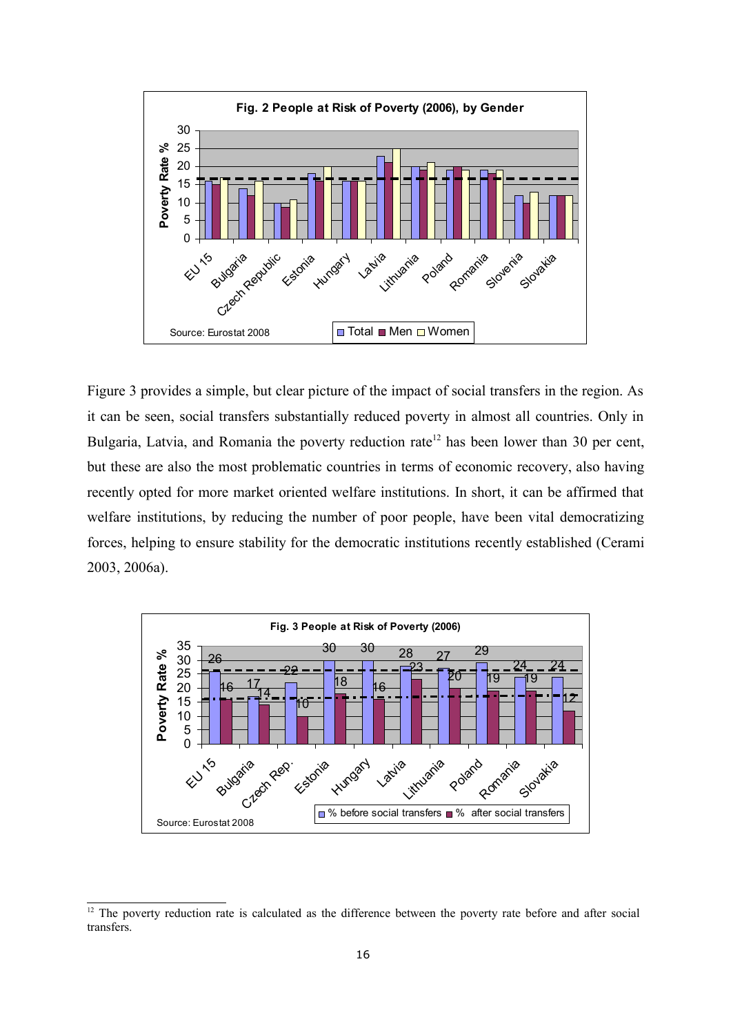**Fig. 2 People at Risk of Poverty (2006), by Gender**

Source: Eurostat 2008

Figure 3 provides a simple, but clear picture of the impact of social transfers in the region. As it can be seen, social transfers substantially reduced poverty in almost all countries. Only in Bulgaria, Latvia, and Romania the poverty reduction rate[12] has been lower than 30 per cent, but these are also the most problematic countries in terms of economic recovery, also having recently opted for more market oriented welfare institutions. In short, it can be affirmed that welfare institutions, by reducing the number of poor people, have been vital democratizing forces, helping to ensure stability for the democratic institutions recently established (Cerami 2003, 2006a).

**Fig. 3 People at Risk of Poverty (2006)**

| | EU 15 | Bulgaria | Czech Rep. | Estonia | Hungary | Latvia | Lithuania | Poland | Romania | Slovakia |
|---|---|---|---|---|---|---|---|---|---|---|
| % before social transfers | 26 | 17 | 22 | 30 | 30 | 28 | 27 | 29 | 24 | 24 |
| % after social transfers | 16 | 14 | 10 | 18 | 16 | 23 | 20 | 19 | 19 | 12 |

Source: Eurostat 2008

[12] The poverty reduction rate is calculated as the difference between the poverty rate before and after social transfers.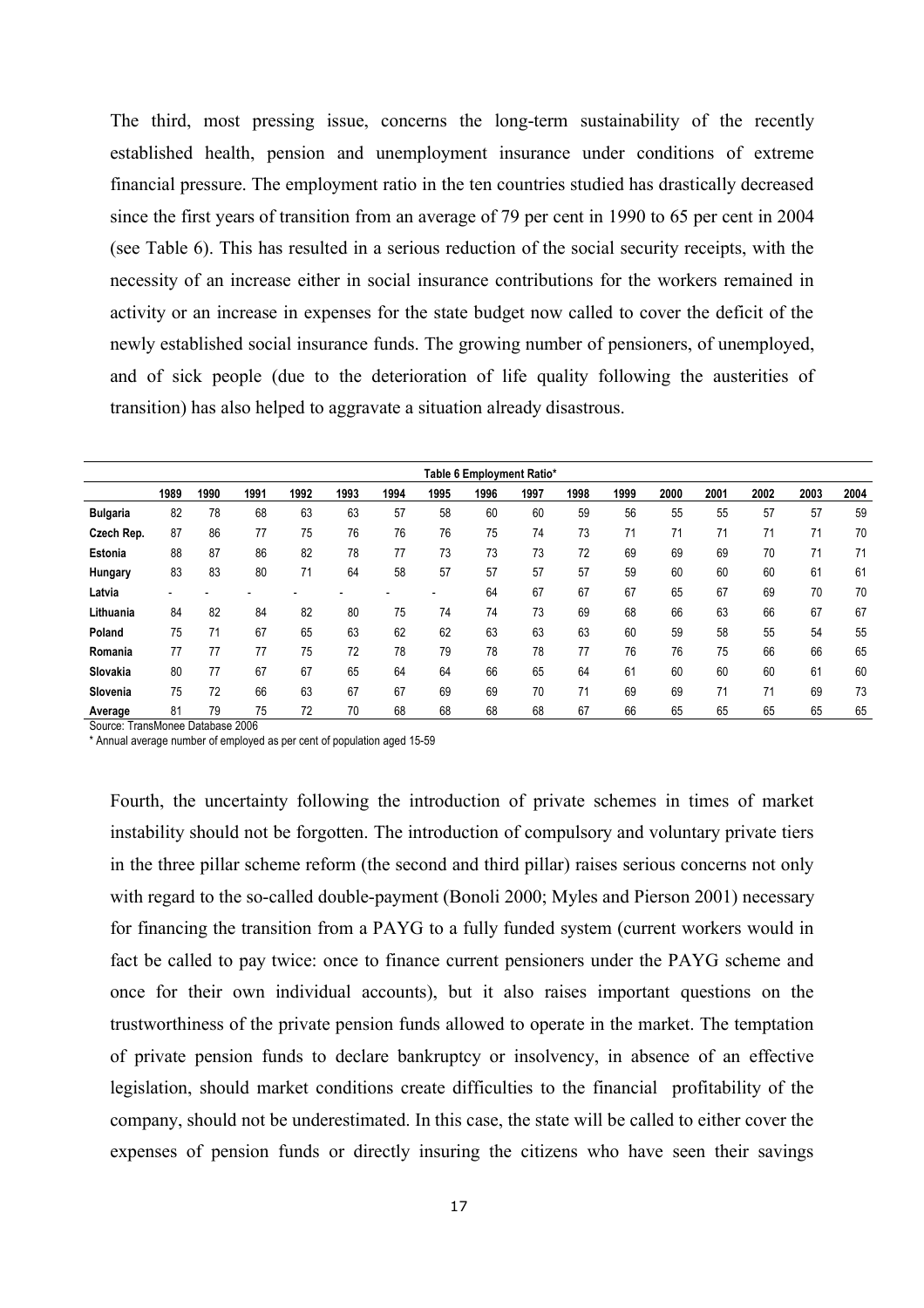The third, most pressing issue, concerns the long-term sustainability of the recently established health, pension and unemployment insurance under conditions of extreme financial pressure. The employment ratio in the ten countries studied has drastically decreased since the first years of transition from an average of 79 per cent in 1990 to 65 per cent in 2004 (see Table 6). This has resulted in a serious reduction of the social security receipts, with the necessity of an increase either in social insurance contributions for the workers remained in activity or an increase in expenses for the state budget now called to cover the deficit of the newly established social insurance funds. The growing number of pensioners, of unemployed, and of sick people (due to the deterioration of life quality following the austerities of transition) has also helped to aggravate a situation already disastrous.

**Table 6 Employment Ratio***

| | 1989 | 1990 | 1991 | 1992 | 1993 | 1994 | 1995 | 1996 | 1997 | 1998 | 1999 | 2000 | 2001 | 2002 | 2003 | 2004 |
|---|---|---|---|---|---|---|---|---|---|---|---|---|---|---|---|---|
| **Bulgaria** | 82 | 78 | 68 | 63 | 63 | 57 | 58 | 60 | 60 | 59 | 56 | 55 | 55 | 57 | 57 | 59 |
| **Czech Rep.** | 87 | 86 | 77 | 75 | 76 | 76 | 76 | 75 | 74 | 73 | 71 | 71 | 71 | 71 | 71 | 70 |
| **Estonia** | 88 | 87 | 86 | 82 | 78 | 77 | 73 | 73 | 73 | 72 | 69 | 69 | 69 | 70 | 71 | 71 |
| **Hungary** | 83 | 83 | 80 | 71 | 64 | 58 | 57 | 57 | 57 | 57 | 59 | 60 | 60 | 60 | 61 | 61 |
| **Latvia** | - | - | - | - | - | - | - | 64 | 67 | 67 | 67 | 65 | 67 | 69 | 70 | 70 |
| **Lithuania** | 84 | 82 | 84 | 82 | 80 | 75 | 74 | 74 | 73 | 69 | 68 | 66 | 63 | 66 | 67 | 67 |
| **Poland** | 75 | 71 | 67 | 65 | 63 | 62 | 62 | 63 | 63 | 63 | 60 | 59 | 58 | 55 | 54 | 55 |
| **Romania** | 77 | 77 | 77 | 75 | 72 | 78 | 79 | 78 | 78 | 77 | 76 | 76 | 75 | 66 | 66 | 65 |
| **Slovakia** | 80 | 77 | 67 | 67 | 65 | 64 | 64 | 66 | 65 | 64 | 61 | 60 | 60 | 60 | 61 | 60 |
| **Slovenia** | 75 | 72 | 66 | 63 | 67 | 67 | 69 | 69 | 70 | 71 | 69 | 69 | 71 | 71 | 69 | 73 |
| **Average** | 81 | 79 | 75 | 72 | 70 | 68 | 68 | 68 | 68 | 67 | 66 | 65 | 65 | 65 | 65 | 65 |

Source: TransMonee Database 2006

* Annual average number of employed as per cent of population aged 15-59

Fourth, the uncertainty following the introduction of private schemes in times of market instability should not be forgotten. The introduction of compulsory and voluntary private tiers in the three pillar scheme reform (the second and third pillar) raises serious concerns not only with regard to the so-called double-payment (Bonoli 2000; Myles and Pierson 2001) necessary for financing the transition from a PAYG to a fully funded system (current workers would in fact be called to pay twice: once to finance current pensioners under the PAYG scheme and once for their own individual accounts), but it also raises important questions on the trustworthiness of the private pension funds allowed to operate in the market. The temptation of private pension funds to declare bankruptcy or insolvency, in absence of an effective legislation, should market conditions create difficulties to the financial profitability of the company, should not be underestimated. In this case, the state will be called to either cover the expenses of pension funds or directly insuring the citizens who have seen their savings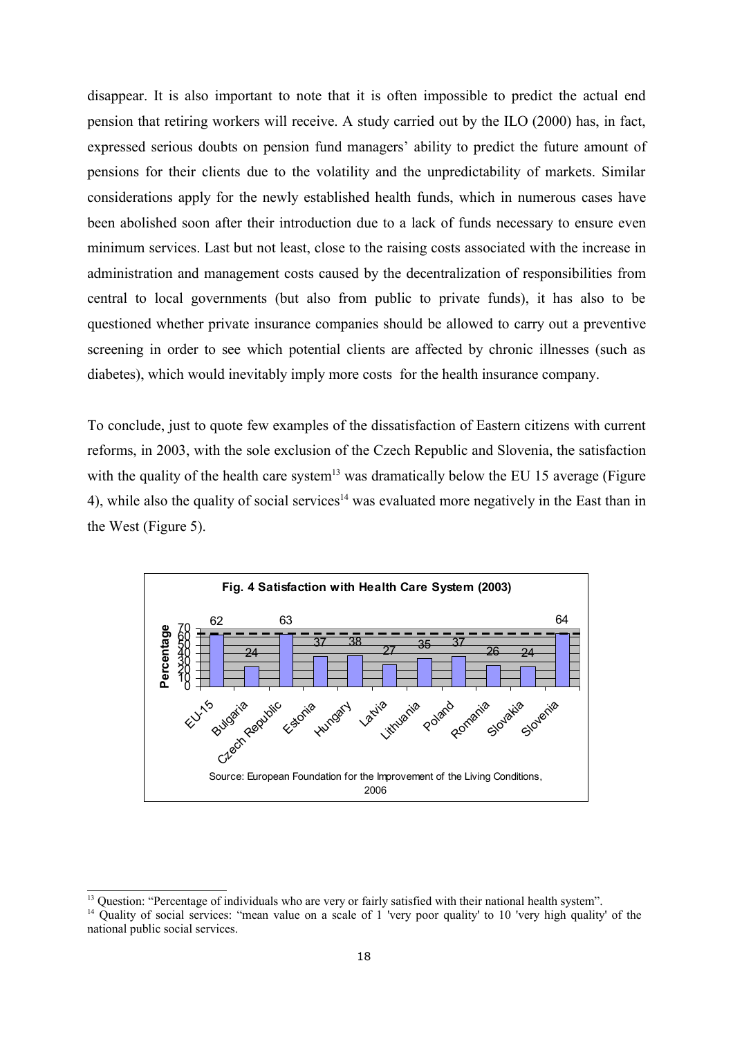disappear. It is also important to note that it is often impossible to predict the actual end pension that retiring workers will receive. A study carried out by the ILO (2000) has, in fact, expressed serious doubts on pension fund managers' ability to predict the future amount of pensions for their clients due to the volatility and the unpredictability of markets. Similar considerations apply for the newly established health funds, which in numerous cases have been abolished soon after their introduction due to a lack of funds necessary to ensure even minimum services. Last but not least, close to the raising costs associated with the increase in administration and management costs caused by the decentralization of responsibilities from central to local governments (but also from public to private funds), it has also to be questioned whether private insurance companies should be allowed to carry out a preventive screening in order to see which potential clients are affected by chronic illnesses (such as diabetes), which would inevitably imply more costs for the health insurance company.

To conclude, just to quote few examples of the dissatisfaction of Eastern citizens with current reforms, in 2003, with the sole exclusion of the Czech Republic and Slovenia, the satisfaction with the quality of the health care system[13] was dramatically below the EU 15 average (Figure 4), while also the quality of social services[14] was evaluated more negatively in the East than in the West (Figure 5).

**Fig. 4 Satisfaction with Health Care System (2003)**

| Country | Percentage |
|---|---|
| EU-15 | 62 |
| Bulgaria | 24 |
| Czech Republic | 63 |
| Estonia | 37 |
| Hungary | 38 |
| Latvia | 27 |
| Lithuania | 35 |
| Poland | 37 |
| Romania | 26 |
| Slovakia | 24 |
| Slovenia | 64 |

Source: European Foundation for the Improvement of the Living Conditions, 2006

---

[13] Question: "Percentage of individuals who are very or fairly satisfied with their national health system".

[14] Quality of social services: "mean value on a scale of 1 'very poor quality' to 10 'very high quality' of the national public social services.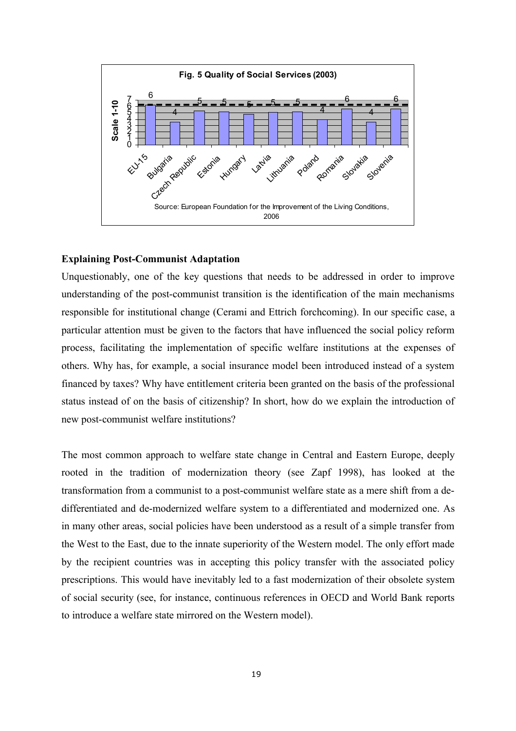**Fig. 5 Quality of Social Services (2003)**

| Country | Scale 1-10 |
|---|---|
| EU-15 | 6 |
| Bulgaria | 4 |
| Czech Republic | 5 |
| Estonia | 5 |
| Hungary | 5 |
| Latvia | 5 |
| Lithuania | 5 |
| Poland | 4 |
| Romania | 6 |
| Slovakia | 4 |
| Slovenia | 6 |

Source: European Foundation for the Improvement of the Living Conditions, 2006

**Explaining Post-Communist Adaptation**

Unquestionably, one of the key questions that needs to be addressed in order to improve understanding of the post-communist transition is the identification of the main mechanisms responsible for institutional change (Cerami and Ettrich forchcoming). In our specific case, a particular attention must be given to the factors that have influenced the social policy reform process, facilitating the implementation of specific welfare institutions at the expenses of others. Why has, for example, a social insurance model been introduced instead of a system financed by taxes? Why have entitlement criteria been granted on the basis of the professional status instead of on the basis of citizenship? In short, how do we explain the introduction of new post-communist welfare institutions?

The most common approach to welfare state change in Central and Eastern Europe, deeply rooted in the tradition of modernization theory (see Zapf 1998), has looked at the transformation from a communist to a post-communist welfare state as a mere shift from a de-differentiated and de-modernized welfare system to a differentiated and modernized one. As in many other areas, social policies have been understood as a result of a simple transfer from the West to the East, due to the innate superiority of the Western model. The only effort made by the recipient countries was in accepting this policy transfer with the associated policy prescriptions. This would have inevitably led to a fast modernization of their obsolete system of social security (see, for instance, continuous references in OECD and World Bank reports to introduce a welfare state mirrored on the Western model).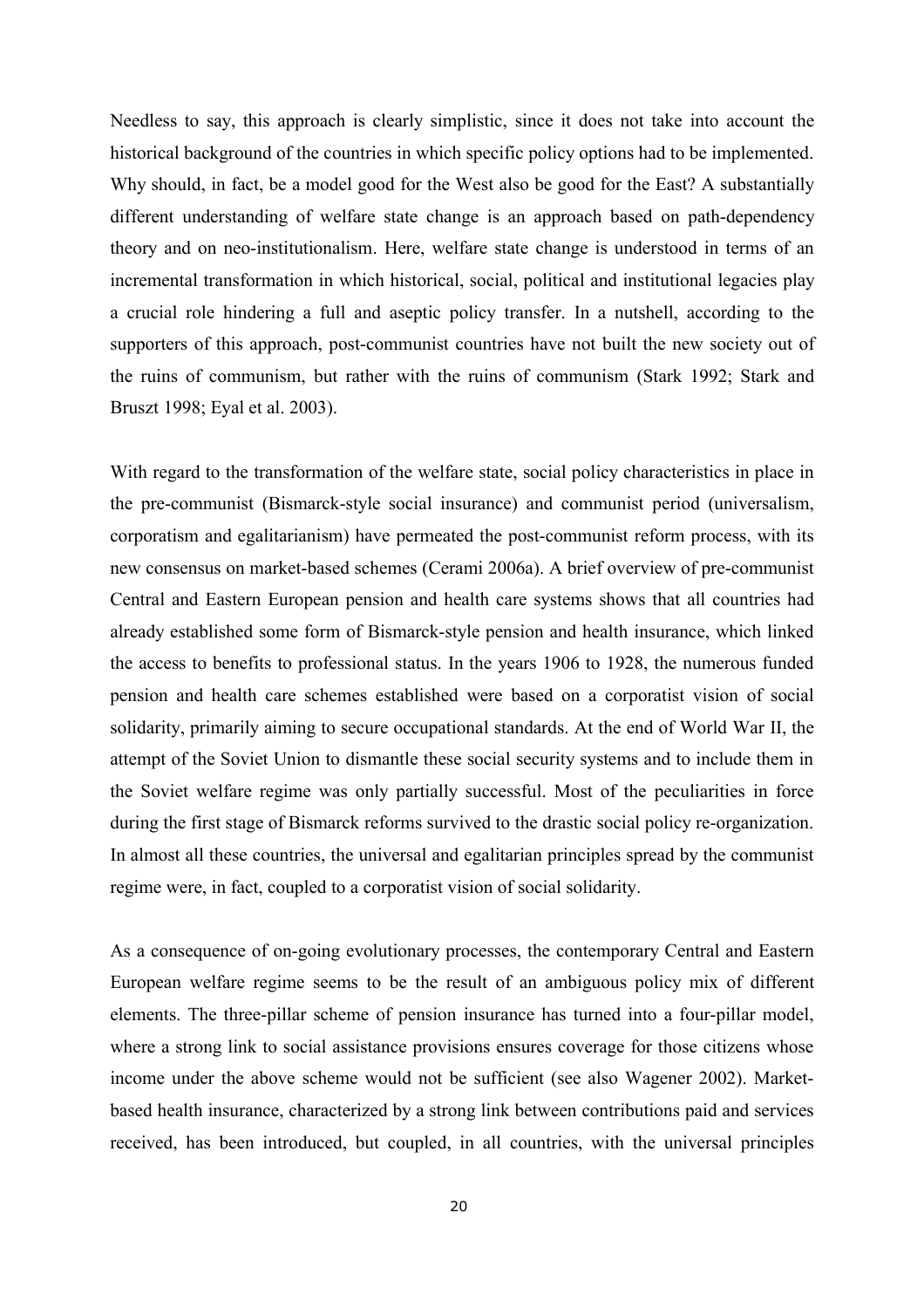Needless to say, this approach is clearly simplistic, since it does not take into account the historical background of the countries in which specific policy options had to be implemented. Why should, in fact, be a model good for the West also be good for the East? A substantially different understanding of welfare state change is an approach based on path-dependency theory and on neo-institutionalism. Here, welfare state change is understood in terms of an incremental transformation in which historical, social, political and institutional legacies play a crucial role hindering a full and aseptic policy transfer. In a nutshell, according to the supporters of this approach, post-communist countries have not built the new society out of the ruins of communism, but rather with the ruins of communism (Stark 1992; Stark and Bruszt 1998; Eyal et al. 2003).

With regard to the transformation of the welfare state, social policy characteristics in place in the pre-communist (Bismarck-style social insurance) and communist period (universalism, corporatism and egalitarianism) have permeated the post-communist reform process, with its new consensus on market-based schemes (Cerami 2006a). A brief overview of pre-communist Central and Eastern European pension and health care systems shows that all countries had already established some form of Bismarck-style pension and health insurance, which linked the access to benefits to professional status. In the years 1906 to 1928, the numerous funded pension and health care schemes established were based on a corporatist vision of social solidarity, primarily aiming to secure occupational standards. At the end of World War II, the attempt of the Soviet Union to dismantle these social security systems and to include them in the Soviet welfare regime was only partially successful. Most of the peculiarities in force during the first stage of Bismarck reforms survived to the drastic social policy re-organization. In almost all these countries, the universal and egalitarian principles spread by the communist regime were, in fact, coupled to a corporatist vision of social solidarity.

As a consequence of on-going evolutionary processes, the contemporary Central and Eastern European welfare regime seems to be the result of an ambiguous policy mix of different elements. The three-pillar scheme of pension insurance has turned into a four-pillar model, where a strong link to social assistance provisions ensures coverage for those citizens whose income under the above scheme would not be sufficient (see also Wagener 2002). Market-based health insurance, characterized by a strong link between contributions paid and services received, has been introduced, but coupled, in all countries, with the universal principles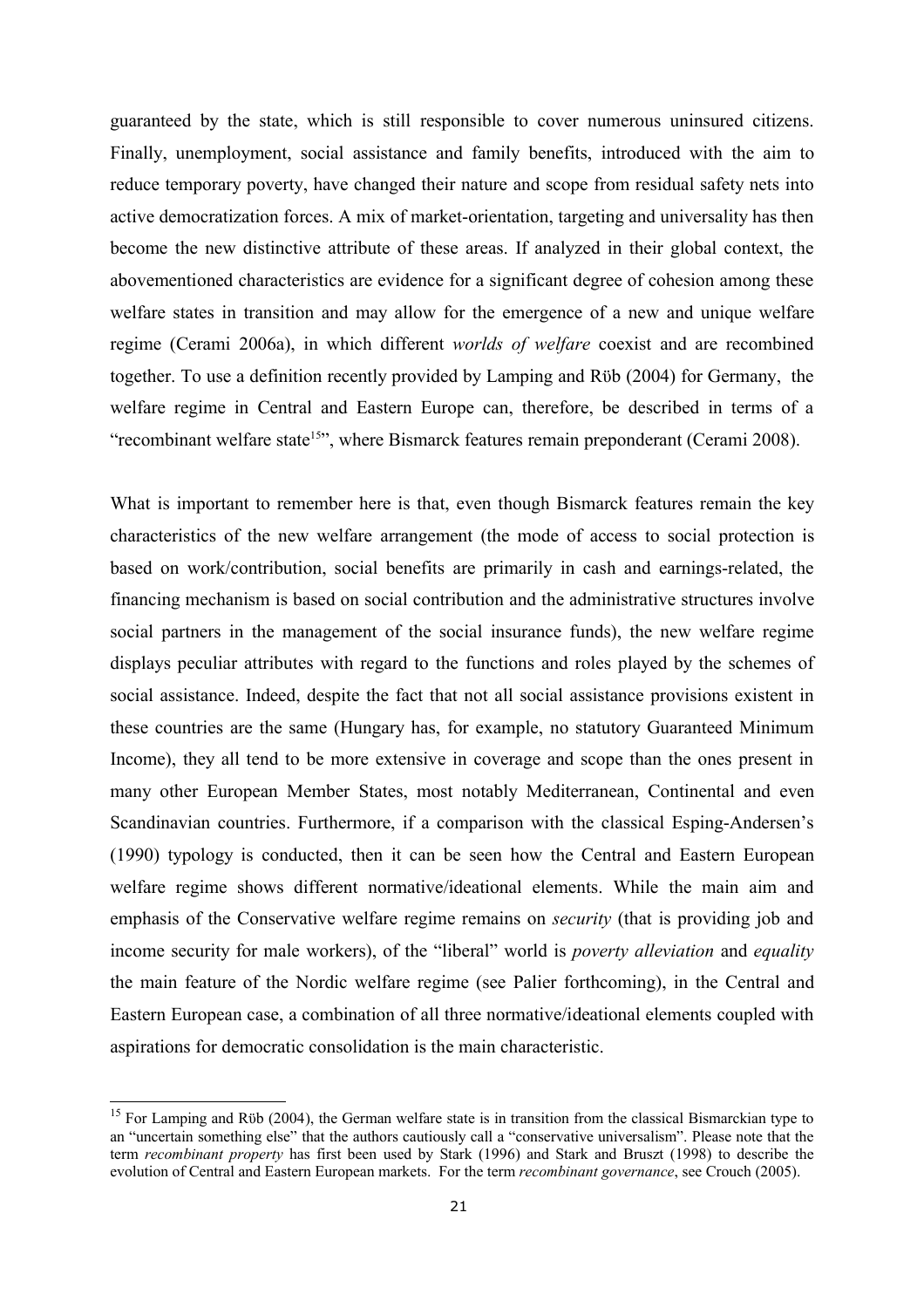guaranteed by the state, which is still responsible to cover numerous uninsured citizens. Finally, unemployment, social assistance and family benefits, introduced with the aim to reduce temporary poverty, have changed their nature and scope from residual safety nets into active democratization forces. A mix of market-orientation, targeting and universality has then become the new distinctive attribute of these areas. If analyzed in their global context, the abovementioned characteristics are evidence for a significant degree of cohesion among these welfare states in transition and may allow for the emergence of a new and unique welfare regime (Cerami 2006a), in which different *worlds of welfare* coexist and are recombined together. To use a definition recently provided by Lamping and Rüb (2004) for Germany, the welfare regime in Central and Eastern Europe can, therefore, be described in terms of a "recombinant welfare state[15]", where Bismarck features remain preponderant (Cerami 2008).

What is important to remember here is that, even though Bismarck features remain the key characteristics of the new welfare arrangement (the mode of access to social protection is based on work/contribution, social benefits are primarily in cash and earnings-related, the financing mechanism is based on social contribution and the administrative structures involve social partners in the management of the social insurance funds), the new welfare regime displays peculiar attributes with regard to the functions and roles played by the schemes of social assistance. Indeed, despite the fact that not all social assistance provisions existent in these countries are the same (Hungary has, for example, no statutory Guaranteed Minimum Income), they all tend to be more extensive in coverage and scope than the ones present in many other European Member States, most notably Mediterranean, Continental and even Scandinavian countries. Furthermore, if a comparison with the classical Esping-Andersen's (1990) typology is conducted, then it can be seen how the Central and Eastern European welfare regime shows different normative/ideational elements. While the main aim and emphasis of the Conservative welfare regime remains on *security* (that is providing job and income security for male workers), of the "liberal" world is *poverty alleviation* and *equality* the main feature of the Nordic welfare regime (see Palier forthcoming), in the Central and Eastern European case, a combination of all three normative/ideational elements coupled with aspirations for democratic consolidation is the main characteristic.

---

[15] For Lamping and Rüb (2004), the German welfare state is in transition from the classical Bismarckian type to an "uncertain something else" that the authors cautiously call a "conservative universalism". Please note that the term *recombinant property* has first been used by Stark (1996) and Stark and Bruszt (1998) to describe the evolution of Central and Eastern European markets. For the term *recombinant governance*, see Crouch (2005).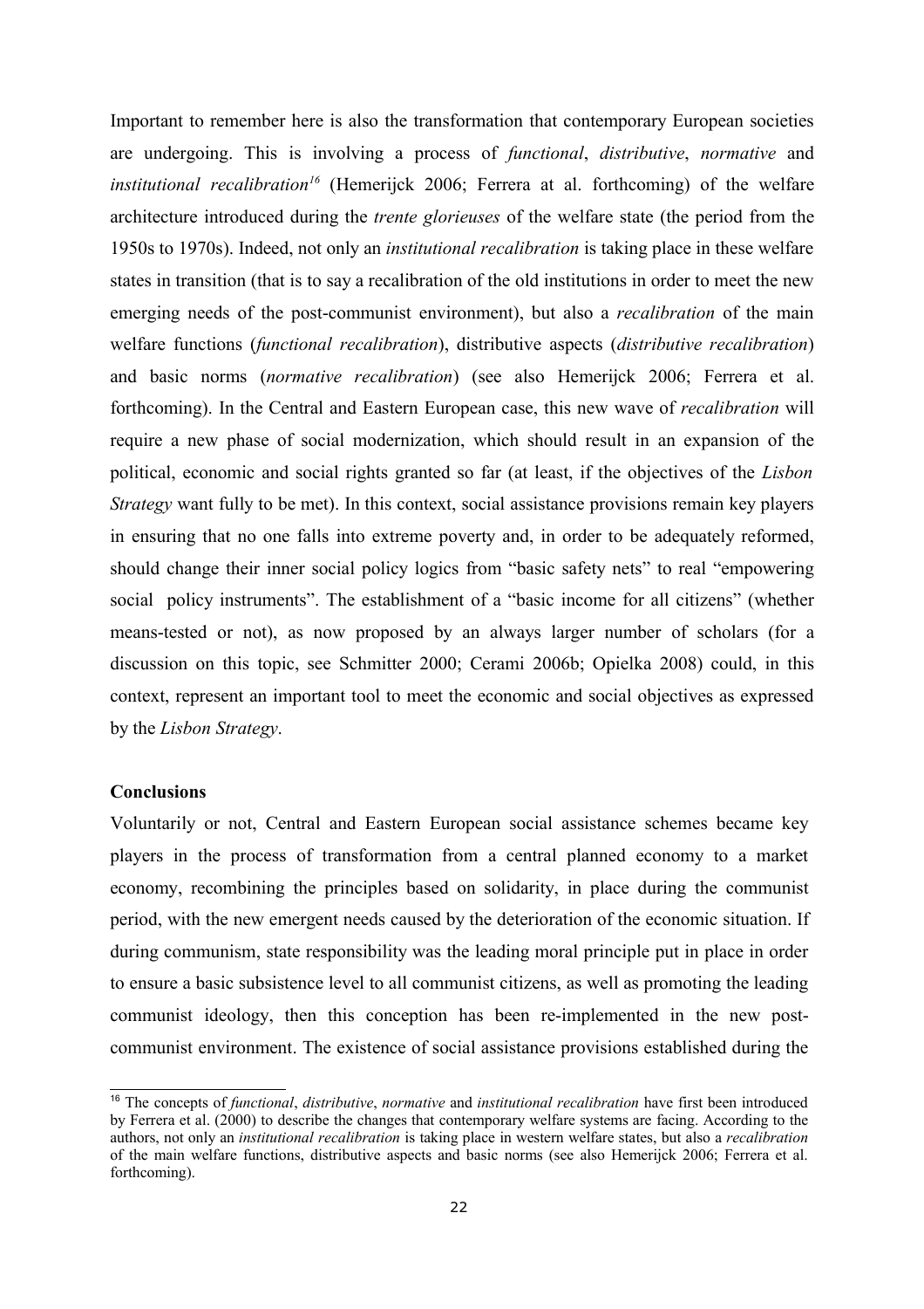Important to remember here is also the transformation that contemporary European societies are undergoing. This is involving a process of *functional*, *distributive*, *normative* and *institutional recalibration*[16] (Hemerijck 2006; Ferrera at al. forthcoming) of the welfare architecture introduced during the *trente glorieuses* of the welfare state (the period from the 1950s to 1970s). Indeed, not only an *institutional recalibration* is taking place in these welfare states in transition (that is to say a recalibration of the old institutions in order to meet the new emerging needs of the post-communist environment), but also a *recalibration* of the main welfare functions (*functional recalibration*), distributive aspects (*distributive recalibration*) and basic norms (*normative recalibration*) (see also Hemerijck 2006; Ferrera et al. forthcoming). In the Central and Eastern European case, this new wave of *recalibration* will require a new phase of social modernization, which should result in an expansion of the political, economic and social rights granted so far (at least, if the objectives of the *Lisbon Strategy* want fully to be met). In this context, social assistance provisions remain key players in ensuring that no one falls into extreme poverty and, in order to be adequately reformed, should change their inner social policy logics from "basic safety nets" to real "empowering social policy instruments". The establishment of a "basic income for all citizens" (whether means-tested or not), as now proposed by an always larger number of scholars (for a discussion on this topic, see Schmitter 2000; Cerami 2006b; Opielka 2008) could, in this context, represent an important tool to meet the economic and social objectives as expressed by the *Lisbon Strategy*.

**Conclusions**

Voluntarily or not, Central and Eastern European social assistance schemes became key players in the process of transformation from a central planned economy to a market economy, recombining the principles based on solidarity, in place during the communist period, with the new emergent needs caused by the deterioration of the economic situation. If during communism, state responsibility was the leading moral principle put in place in order to ensure a basic subsistence level to all communist citizens, as well as promoting the leading communist ideology, then this conception has been re-implemented in the new post-communist environment. The existence of social assistance provisions established during the

---

[16] The concepts of *functional*, *distributive*, *normative* and *institutional recalibration* have first been introduced by Ferrera et al. (2000) to describe the changes that contemporary welfare systems are facing. According to the authors, not only an *institutional recalibration* is taking place in western welfare states, but also a *recalibration* of the main welfare functions, distributive aspects and basic norms (see also Hemerijck 2006; Ferrera et al. forthcoming).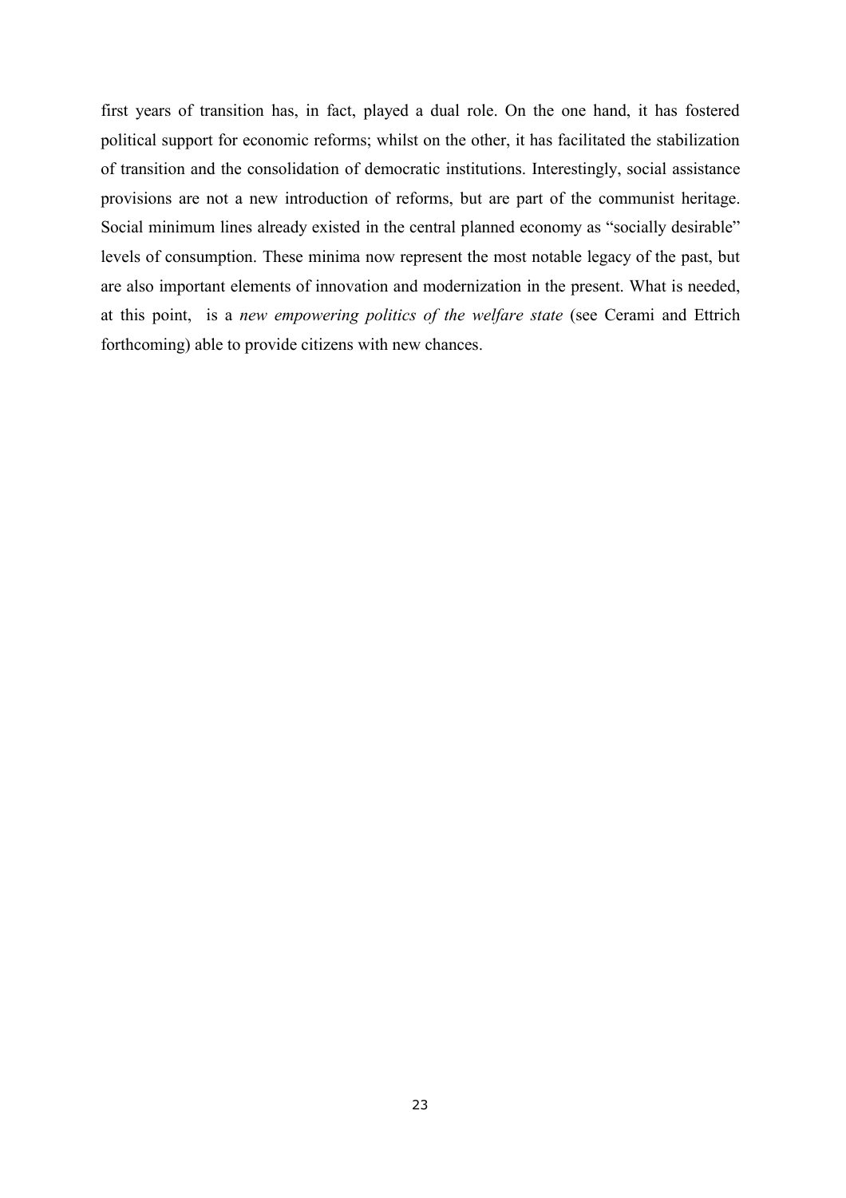first years of transition has, in fact, played a dual role. On the one hand, it has fostered political support for economic reforms; whilst on the other, it has facilitated the stabilization of transition and the consolidation of democratic institutions. Interestingly, social assistance provisions are not a new introduction of reforms, but are part of the communist heritage. Social minimum lines already existed in the central planned economy as "socially desirable" levels of consumption. These minima now represent the most notable legacy of the past, but are also important elements of innovation and modernization in the present. What is needed, at this point, is a *new empowering politics of the welfare state* (see Cerami and Ettrich forthcoming) able to provide citizens with new chances.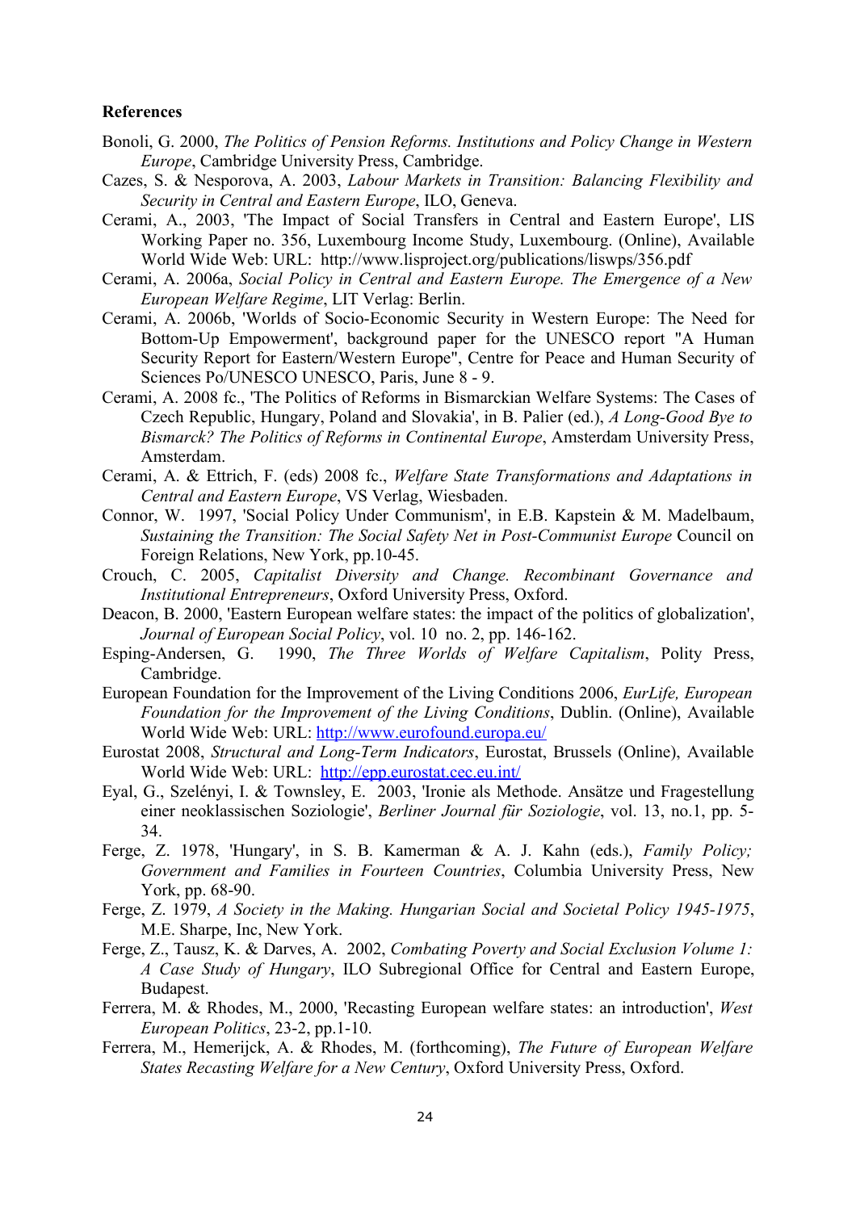**References**

Bonoli, G. 2000, *The Politics of Pension Reforms. Institutions and Policy Change in Western Europe*, Cambridge University Press, Cambridge.

Cazes, S. & Nesporova, A. 2003, *Labour Markets in Transition: Balancing Flexibility and Security in Central and Eastern Europe*, ILO, Geneva.

Cerami, A., 2003, 'The Impact of Social Transfers in Central and Eastern Europe', LIS Working Paper no. 356, Luxembourg Income Study, Luxembourg. (Online), Available World Wide Web: URL: http://www.lisproject.org/publications/liswps/356.pdf

Cerami, A. 2006a, *Social Policy in Central and Eastern Europe. The Emergence of a New European Welfare Regime*, LIT Verlag: Berlin.

Cerami, A. 2006b, 'Worlds of Socio-Economic Security in Western Europe: The Need for Bottom-Up Empowerment', background paper for the UNESCO report "A Human Security Report for Eastern/Western Europe", Centre for Peace and Human Security of Sciences Po/UNESCO UNESCO, Paris, June 8 - 9.

Cerami, A. 2008 fc., 'The Politics of Reforms in Bismarckian Welfare Systems: The Cases of Czech Republic, Hungary, Poland and Slovakia', in B. Palier (ed.), *A Long-Good Bye to Bismarck? The Politics of Reforms in Continental Europe*, Amsterdam University Press, Amsterdam.

Cerami, A. & Ettrich, F. (eds) 2008 fc., *Welfare State Transformations and Adaptations in Central and Eastern Europe*, VS Verlag, Wiesbaden.

Connor, W. 1997, 'Social Policy Under Communism', in E.B. Kapstein & M. Madelbaum, *Sustaining the Transition: The Social Safety Net in Post-Communist Europe* Council on Foreign Relations, New York, pp.10-45.

Crouch, C. 2005, *Capitalist Diversity and Change. Recombinant Governance and Institutional Entrepreneurs*, Oxford University Press, Oxford.

Deacon, B. 2000, 'Eastern European welfare states: the impact of the politics of globalization', *Journal of European Social Policy*, vol. 10 no. 2, pp. 146-162.

Esping-Andersen, G. 1990, *The Three Worlds of Welfare Capitalism*, Polity Press, Cambridge.

European Foundation for the Improvement of the Living Conditions 2006, *EurLife, European Foundation for the Improvement of the Living Conditions*, Dublin. (Online), Available World Wide Web: URL: http://www.eurofound.europa.eu/

Eurostat 2008, *Structural and Long-Term Indicators*, Eurostat, Brussels (Online), Available World Wide Web: URL: http://epp.eurostat.cec.eu.int/

Eyal, G., Szelényi, I. & Townsley, E. 2003, 'Ironie als Methode. Ansätze und Fragestellung einer neoklassischen Soziologie', *Berliner Journal für Soziologie*, vol. 13, no.1, pp. 5-34.

Ferge, Z. 1978, 'Hungary', in S. B. Kamerman & A. J. Kahn (eds.), *Family Policy; Government and Families in Fourteen Countries*, Columbia University Press, New York, pp. 68-90.

Ferge, Z. 1979, *A Society in the Making. Hungarian Social and Societal Policy 1945-1975*, M.E. Sharpe, Inc, New York.

Ferge, Z., Tausz, K. & Darves, A. 2002, *Combating Poverty and Social Exclusion Volume 1: A Case Study of Hungary*, ILO Subregional Office for Central and Eastern Europe, Budapest.

Ferrera, M. & Rhodes, M., 2000, 'Recasting European welfare states: an introduction', *West European Politics*, 23-2, pp.1-10.

Ferrera, M., Hemerijck, A. & Rhodes, M. (forthcoming), *The Future of European Welfare States Recasting Welfare for a New Century*, Oxford University Press, Oxford.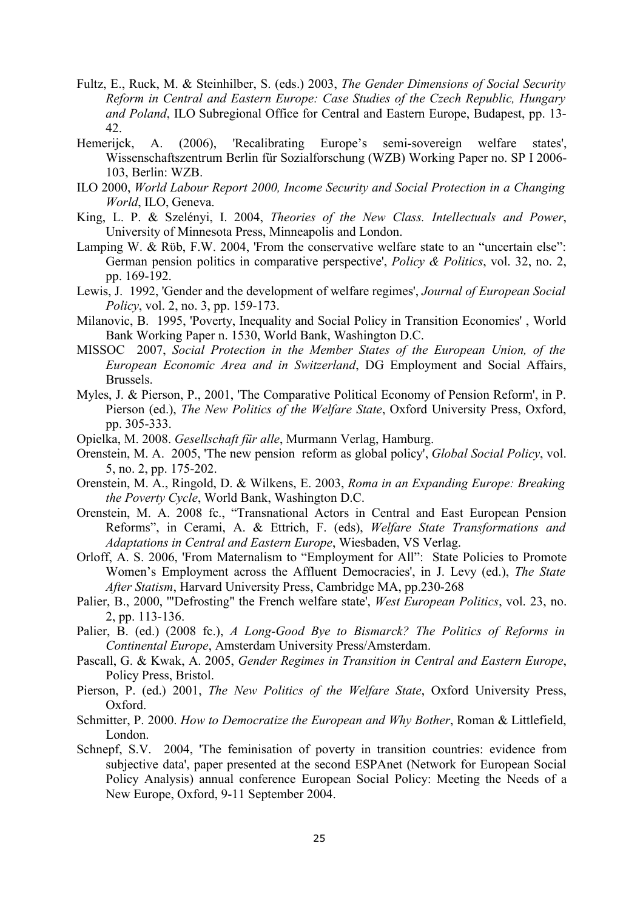Fultz, E., Ruck, M. & Steinhilber, S. (eds.) 2003, *The Gender Dimensions of Social Security Reform in Central and Eastern Europe: Case Studies of the Czech Republic, Hungary and Poland*, ILO Subregional Office for Central and Eastern Europe, Budapest, pp. 13-42.

Hemerijck, A. (2006), 'Recalibrating Europe's semi-sovereign welfare states', Wissenschaftszentrum Berlin für Sozialforschung (WZB) Working Paper no. SP I 2006-103, Berlin: WZB.

ILO 2000, *World Labour Report 2000, Income Security and Social Protection in a Changing World*, ILO, Geneva.

King, L. P. & Szelényi, I. 2004, *Theories of the New Class. Intellectuals and Power*, University of Minnesota Press, Minneapolis and London.

Lamping W. & Rüb, F.W. 2004, 'From the conservative welfare state to an "uncertain else": German pension politics in comparative perspective', *Policy & Politics*, vol. 32, no. 2, pp. 169-192.

Lewis, J. 1992, 'Gender and the development of welfare regimes', *Journal of European Social Policy*, vol. 2, no. 3, pp. 159-173.

Milanovic, B. 1995, 'Poverty, Inequality and Social Policy in Transition Economies' , World Bank Working Paper n. 1530, World Bank, Washington D.C.

MISSOC 2007, *Social Protection in the Member States of the European Union, of the European Economic Area and in Switzerland*, DG Employment and Social Affairs, Brussels.

Myles, J. & Pierson, P., 2001, 'The Comparative Political Economy of Pension Reform', in P. Pierson (ed.), *The New Politics of the Welfare State*, Oxford University Press, Oxford, pp. 305-333.

Opielka, M. 2008. *Gesellschaft für alle*, Murmann Verlag, Hamburg.

Orenstein, M. A. 2005, 'The new pension reform as global policy', *Global Social Policy*, vol. 5, no. 2, pp. 175-202.

Orenstein, M. A., Ringold, D. & Wilkens, E. 2003, *Roma in an Expanding Europe: Breaking the Poverty Cycle*, World Bank, Washington D.C.

Orenstein, M. A. 2008 fc., "Transnational Actors in Central and East European Pension Reforms", in Cerami, A. & Ettrich, F. (eds), *Welfare State Transformations and Adaptations in Central and Eastern Europe*, Wiesbaden, VS Verlag.

Orloff, A. S. 2006, 'From Maternalism to "Employment for All": State Policies to Promote Women's Employment across the Affluent Democracies', in J. Levy (ed.), *The State After Statism*, Harvard University Press, Cambridge MA, pp.230-268

Palier, B., 2000, '"Defrosting" the French welfare state', *West European Politics*, vol. 23, no. 2, pp. 113-136.

Palier, B. (ed.) (2008 fc.), *A Long-Good Bye to Bismarck? The Politics of Reforms in Continental Europe*, Amsterdam University Press/Amsterdam.

Pascall, G. & Kwak, A. 2005, *Gender Regimes in Transition in Central and Eastern Europe*, Policy Press, Bristol.

Pierson, P. (ed.) 2001, *The New Politics of the Welfare State*, Oxford University Press, Oxford.

Schmitter, P. 2000. *How to Democratize the European and Why Bother*, Roman & Littlefield, London.

Schnepf, S.V. 2004, 'The feminisation of poverty in transition countries: evidence from subjective data', paper presented at the second ESPAnet (Network for European Social Policy Analysis) annual conference European Social Policy: Meeting the Needs of a New Europe, Oxford, 9-11 September 2004.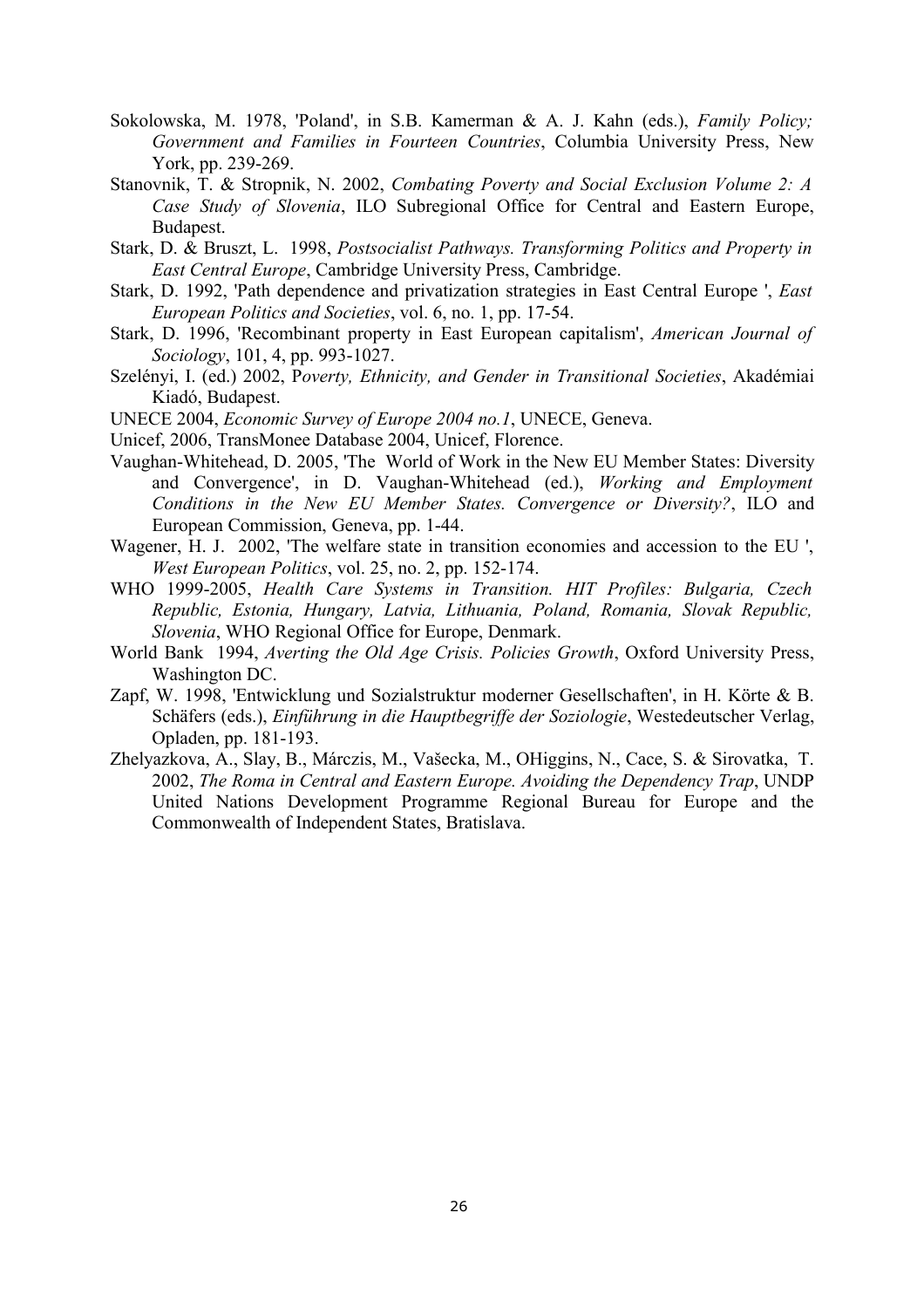Sokolowska, M. 1978, 'Poland', in S.B. Kamerman & A. J. Kahn (eds.), *Family Policy; Government and Families in Fourteen Countries*, Columbia University Press, New York, pp. 239-269.

Stanovnik, T. & Stropnik, N. 2002, *Combating Poverty and Social Exclusion Volume 2: A Case Study of Slovenia*, ILO Subregional Office for Central and Eastern Europe, Budapest.

Stark, D. & Bruszt, L. 1998, *Postsocialist Pathways. Transforming Politics and Property in East Central Europe*, Cambridge University Press, Cambridge.

Stark, D. 1992, 'Path dependence and privatization strategies in East Central Europe ', *East European Politics and Societies*, vol. 6, no. 1, pp. 17-54.

Stark, D. 1996, 'Recombinant property in East European capitalism', *American Journal of Sociology*, 101, 4, pp. 993-1027.

Szelényi, I. (ed.) 2002, P*overty, Ethnicity, and Gender in Transitional Societies*, Akadémiai Kiadó, Budapest.

UNECE 2004, *Economic Survey of Europe 2004 no.1*, UNECE, Geneva.

Unicef, 2006, TransMonee Database 2004, Unicef, Florence.

Vaughan-Whitehead, D. 2005, 'The World of Work in the New EU Member States: Diversity and Convergence', in D. Vaughan-Whitehead (ed.), *Working and Employment Conditions in the New EU Member States. Convergence or Diversity?*, ILO and European Commission, Geneva, pp. 1-44.

Wagener, H. J. 2002, 'The welfare state in transition economies and accession to the EU ', *West European Politics*, vol. 25, no. 2, pp. 152-174.

WHO 1999-2005, *Health Care Systems in Transition. HIT Profiles: Bulgaria, Czech Republic, Estonia, Hungary, Latvia, Lithuania, Poland, Romania, Slovak Republic, Slovenia*, WHO Regional Office for Europe, Denmark.

World Bank 1994, *Averting the Old Age Crisis. Policies Growth*, Oxford University Press, Washington DC.

Zapf, W. 1998, 'Entwicklung und Sozialstruktur moderner Gesellschaften', in H. Körte & B. Schäfers (eds.), *Einführung in die Hauptbegriffe der Soziologie*, Westedeutscher Verlag, Opladen, pp. 181-193.

Zhelyazkova, A., Slay, B., Márczis, M., Vašecka, M., OHiggins, N., Cace, S. & Sirovatka, T. 2002, *The Roma in Central and Eastern Europe. Avoiding the Dependency Trap*, UNDP United Nations Development Programme Regional Bureau for Europe and the Commonwealth of Independent States, Bratislava.